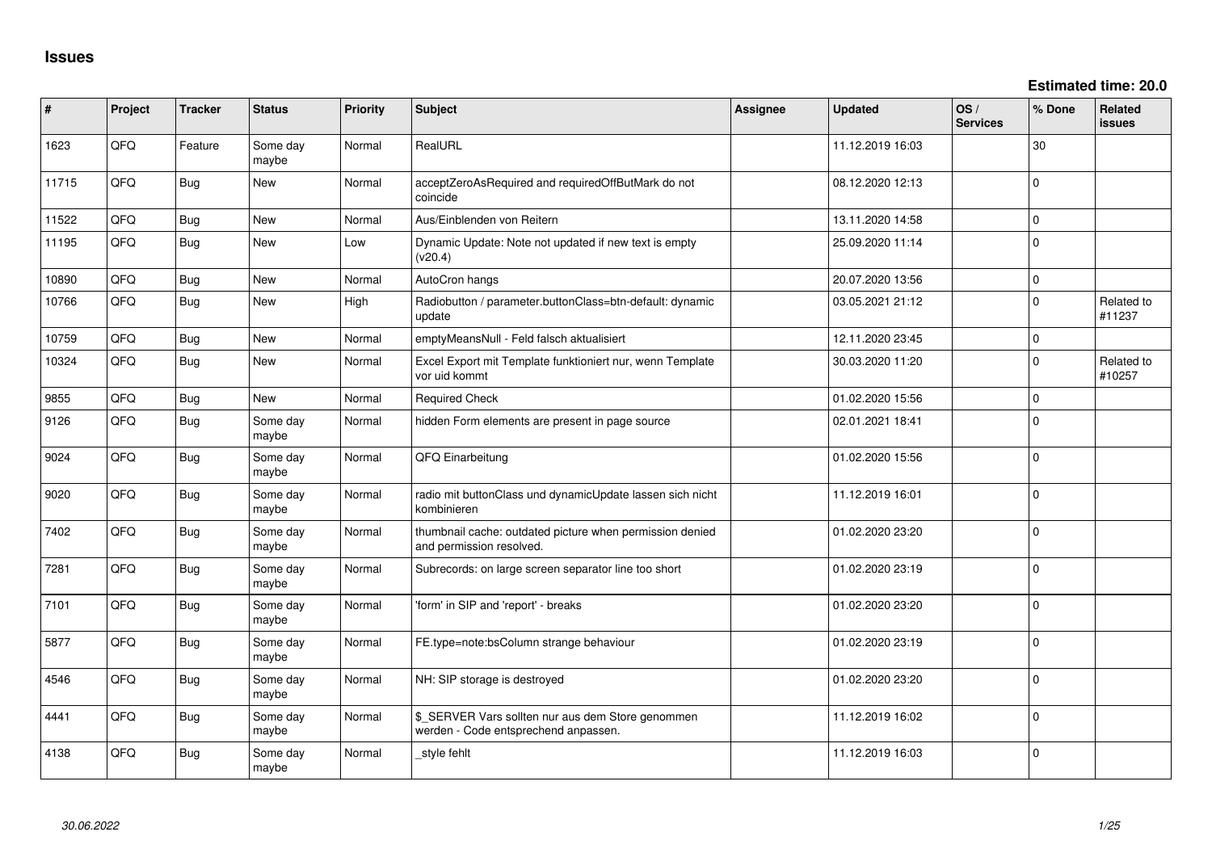# Issues

**Estimated time: 20.0**

| # | Project | Tracker | Status | Priority | Subject | Assignee | Updated | OS / Services | % Done | Related issues |
|---|---|---|---|---|---|---|---|---|---|---|
| 1623 | QFQ | Feature | Some day maybe | Normal | RealURL | | 11.12.2019 16:03 | | 30 | |
| 11715 | QFQ | Bug | New | Normal | acceptZeroAsRequired and requiredOffButMark do not coincide | | 08.12.2020 12:13 | | 0 | |
| 11522 | QFQ | Bug | New | Normal | Aus/Einblenden von Reitern | | 13.11.2020 14:58 | | 0 | |
| 11195 | QFQ | Bug | New | Low | Dynamic Update: Note not updated if new text is empty (v20.4) | | 25.09.2020 11:14 | | 0 | |
| 10890 | QFQ | Bug | New | Normal | AutoCron hangs | | 20.07.2020 13:56 | | 0 | |
| 10766 | QFQ | Bug | New | High | Radiobutton / parameter.buttonClass=btn-default: dynamic update | | 03.05.2021 21:12 | | 0 | Related to #11237 |
| 10759 | QFQ | Bug | New | Normal | emptyMeansNull - Feld falsch aktualisiert | | 12.11.2020 23:45 | | 0 | |
| 10324 | QFQ | Bug | New | Normal | Excel Export mit Template funktioniert nur, wenn Template vor uid kommt | | 30.03.2020 11:20 | | 0 | Related to #10257 |
| 9855 | QFQ | Bug | New | Normal | Required Check | | 01.02.2020 15:56 | | 0 | |
| 9126 | QFQ | Bug | Some day maybe | Normal | hidden Form elements are present in page source | | 02.01.2021 18:41 | | 0 | |
| 9024 | QFQ | Bug | Some day maybe | Normal | QFQ Einarbeitung | | 01.02.2020 15:56 | | 0 | |
| 9020 | QFQ | Bug | Some day maybe | Normal | radio mit buttonClass und dynamicUpdate lassen sich nicht kombinieren | | 11.12.2019 16:01 | | 0 | |
| 7402 | QFQ | Bug | Some day maybe | Normal | thumbnail cache: outdated picture when permission denied and permission resolved. | | 01.02.2020 23:20 | | 0 | |
| 7281 | QFQ | Bug | Some day maybe | Normal | Subrecords: on large screen separator line too short | | 01.02.2020 23:19 | | 0 | |
| 7101 | QFQ | Bug | Some day maybe | Normal | 'form' in SIP and 'report' - breaks | | 01.02.2020 23:20 | | 0 | |
| 5877 | QFQ | Bug | Some day maybe | Normal | FE.type=note:bsColumn strange behaviour | | 01.02.2020 23:19 | | 0 | |
| 4546 | QFQ | Bug | Some day maybe | Normal | NH: SIP storage is destroyed | | 01.02.2020 23:20 | | 0 | |
| 4441 | QFQ | Bug | Some day maybe | Normal | $_SERVER Vars sollten nur aus dem Store genommen werden - Code entsprechend anpassen. | | 11.12.2019 16:02 | | 0 | |
| 4138 | QFQ | Bug | Some day maybe | Normal | _style fehlt | | 11.12.2019 16:03 | | 0 | |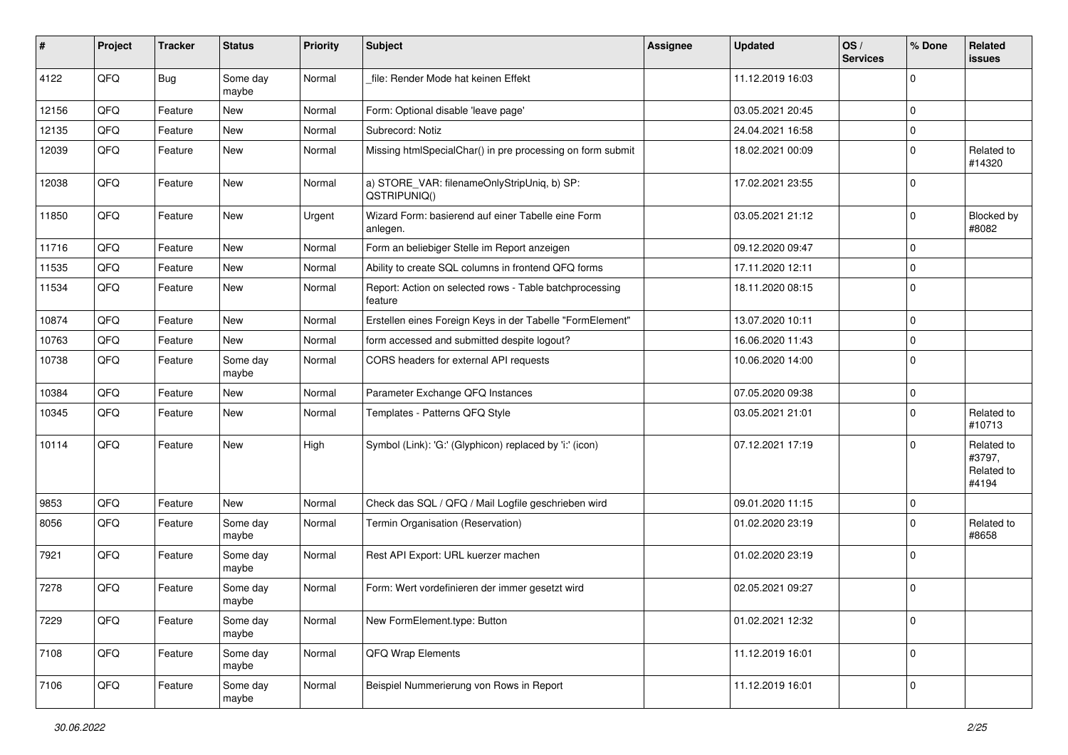| # | Project | Tracker | Status | Priority | Subject | Assignee | Updated | OS / Services | % Done | Related issues |
|---|---|---|---|---|---|---|---|---|---|---|
| 4122 | QFQ | Bug | Some day maybe | Normal | _file: Render Mode hat keinen Effekt | | 11.12.2019 16:03 | | 0 | |
| 12156 | QFQ | Feature | New | Normal | Form: Optional disable 'leave page' | | 03.05.2021 20:45 | | 0 | |
| 12135 | QFQ | Feature | New | Normal | Subrecord: Notiz | | 24.04.2021 16:58 | | 0 | |
| 12039 | QFQ | Feature | New | Normal | Missing htmlSpecialChar() in pre processing on form submit | | 18.02.2021 00:09 | | 0 | Related to #14320 |
| 12038 | QFQ | Feature | New | Normal | a) STORE_VAR: filenameOnlyStripUniq, b) SP: QSTRIPUNIQ() | | 17.02.2021 23:55 | | 0 | |
| 11850 | QFQ | Feature | New | Urgent | Wizard Form: basierend auf einer Tabelle eine Form anlegen. | | 03.05.2021 21:12 | | 0 | Blocked by #8082 |
| 11716 | QFQ | Feature | New | Normal | Form an beliebiger Stelle im Report anzeigen | | 09.12.2020 09:47 | | 0 | |
| 11535 | QFQ | Feature | New | Normal | Ability to create SQL columns in frontend QFQ forms | | 17.11.2020 12:11 | | 0 | |
| 11534 | QFQ | Feature | New | Normal | Report: Action on selected rows - Table batchprocessing feature | | 18.11.2020 08:15 | | 0 | |
| 10874 | QFQ | Feature | New | Normal | Erstellen eines Foreign Keys in der Tabelle "FormElement" | | 13.07.2020 10:11 | | 0 | |
| 10763 | QFQ | Feature | New | Normal | form accessed and submitted despite logout? | | 16.06.2020 11:43 | | 0 | |
| 10738 | QFQ | Feature | Some day maybe | Normal | CORS headers for external API requests | | 10.06.2020 14:00 | | 0 | |
| 10384 | QFQ | Feature | New | Normal | Parameter Exchange QFQ Instances | | 07.05.2020 09:38 | | 0 | |
| 10345 | QFQ | Feature | New | Normal | Templates - Patterns QFQ Style | | 03.05.2021 21:01 | | 0 | Related to #10713 |
| 10114 | QFQ | Feature | New | High | Symbol (Link): 'G:' (Glyphicon) replaced by 'i:' (icon) | | 07.12.2021 17:19 | | 0 | Related to #3797, Related to #4194 |
| 9853 | QFQ | Feature | New | Normal | Check das SQL / QFQ / Mail Logfile geschrieben wird | | 09.01.2020 11:15 | | 0 | |
| 8056 | QFQ | Feature | Some day maybe | Normal | Termin Organisation (Reservation) | | 01.02.2020 23:19 | | 0 | Related to #8658 |
| 7921 | QFQ | Feature | Some day maybe | Normal | Rest API Export: URL kuerzer machen | | 01.02.2020 23:19 | | 0 | |
| 7278 | QFQ | Feature | Some day maybe | Normal | Form: Wert vordefinieren der immer gesetzt wird | | 02.05.2021 09:27 | | 0 | |
| 7229 | QFQ | Feature | Some day maybe | Normal | New FormElement.type: Button | | 01.02.2021 12:32 | | 0 | |
| 7108 | QFQ | Feature | Some day maybe | Normal | QFQ Wrap Elements | | 11.12.2019 16:01 | | 0 | |
| 7106 | QFQ | Feature | Some day maybe | Normal | Beispiel Nummerierung von Rows in Report | | 11.12.2019 16:01 | | 0 | |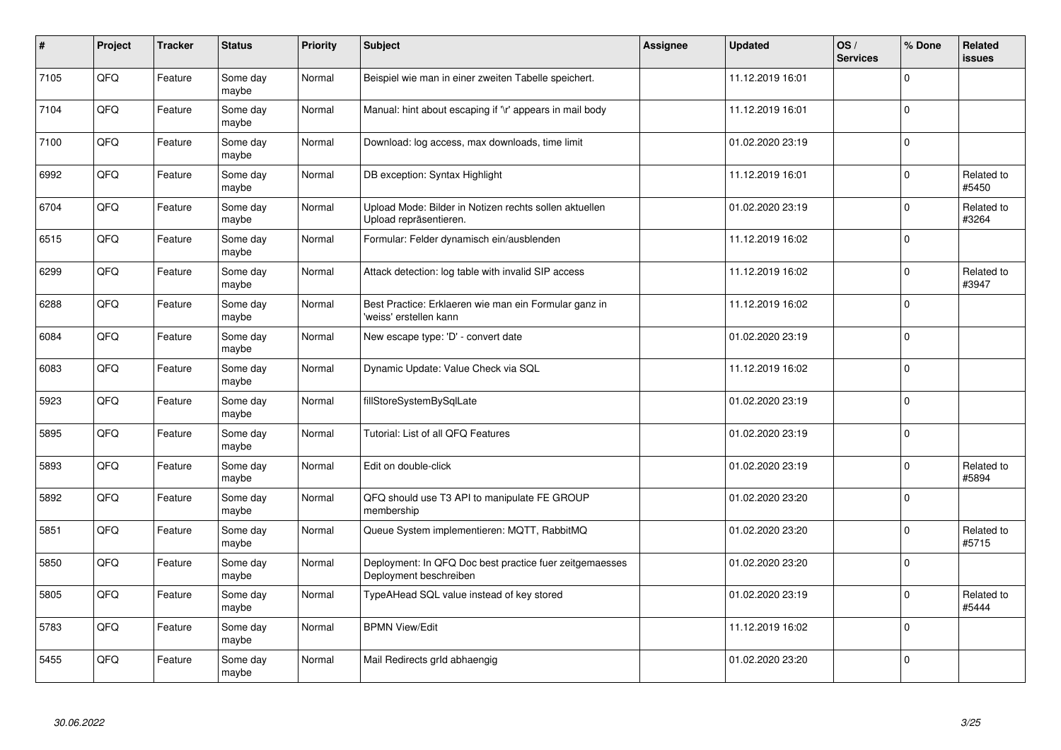| # | Project | Tracker | Status | Priority | Subject | Assignee | Updated | OS / Services | % Done | Related issues |
|---|---|---|---|---|---|---|---|---|---|---|
| 7105 | QFQ | Feature | Some day maybe | Normal | Beispiel wie man in einer zweiten Tabelle speichert. | | 11.12.2019 16:01 | | 0 | |
| 7104 | QFQ | Feature | Some day maybe | Normal | Manual: hint about escaping if '\r' appears in mail body | | 11.12.2019 16:01 | | 0 | |
| 7100 | QFQ | Feature | Some day maybe | Normal | Download: log access, max downloads, time limit | | 01.02.2020 23:19 | | 0 | |
| 6992 | QFQ | Feature | Some day maybe | Normal | DB exception: Syntax Highlight | | 11.12.2019 16:01 | | 0 | Related to #5450 |
| 6704 | QFQ | Feature | Some day maybe | Normal | Upload Mode: Bilder in Notizen rechts sollen aktuellen Upload repräsentieren. | | 01.02.2020 23:19 | | 0 | Related to #3264 |
| 6515 | QFQ | Feature | Some day maybe | Normal | Formular: Felder dynamisch ein/ausblenden | | 11.12.2019 16:02 | | 0 | |
| 6299 | QFQ | Feature | Some day maybe | Normal | Attack detection: log table with invalid SIP access | | 11.12.2019 16:02 | | 0 | Related to #3947 |
| 6288 | QFQ | Feature | Some day maybe | Normal | Best Practice: Erklaeren wie man ein Formular ganz in 'weiss' erstellen kann | | 11.12.2019 16:02 | | 0 | |
| 6084 | QFQ | Feature | Some day maybe | Normal | New escape type: 'D' - convert date | | 01.02.2020 23:19 | | 0 | |
| 6083 | QFQ | Feature | Some day maybe | Normal | Dynamic Update: Value Check via SQL | | 11.12.2019 16:02 | | 0 | |
| 5923 | QFQ | Feature | Some day maybe | Normal | fillStoreSystemBySqlLate | | 01.02.2020 23:19 | | 0 | |
| 5895 | QFQ | Feature | Some day maybe | Normal | Tutorial: List of all QFQ Features | | 01.02.2020 23:19 | | 0 | |
| 5893 | QFQ | Feature | Some day maybe | Normal | Edit on double-click | | 01.02.2020 23:19 | | 0 | Related to #5894 |
| 5892 | QFQ | Feature | Some day maybe | Normal | QFQ should use T3 API to manipulate FE GROUP membership | | 01.02.2020 23:20 | | 0 | |
| 5851 | QFQ | Feature | Some day maybe | Normal | Queue System implementieren: MQTT, RabbitMQ | | 01.02.2020 23:20 | | 0 | Related to #5715 |
| 5850 | QFQ | Feature | Some day maybe | Normal | Deployment: In QFQ Doc best practice fuer zeitgemaesses Deployment beschreiben | | 01.02.2020 23:20 | | 0 | |
| 5805 | QFQ | Feature | Some day maybe | Normal | TypeAHead SQL value instead of key stored | | 01.02.2020 23:19 | | 0 | Related to #5444 |
| 5783 | QFQ | Feature | Some day maybe | Normal | BPMN View/Edit | | 11.12.2019 16:02 | | 0 | |
| 5455 | QFQ | Feature | Some day maybe | Normal | Mail Redirects grId abhaengig | | 01.02.2020 23:20 | | 0 | |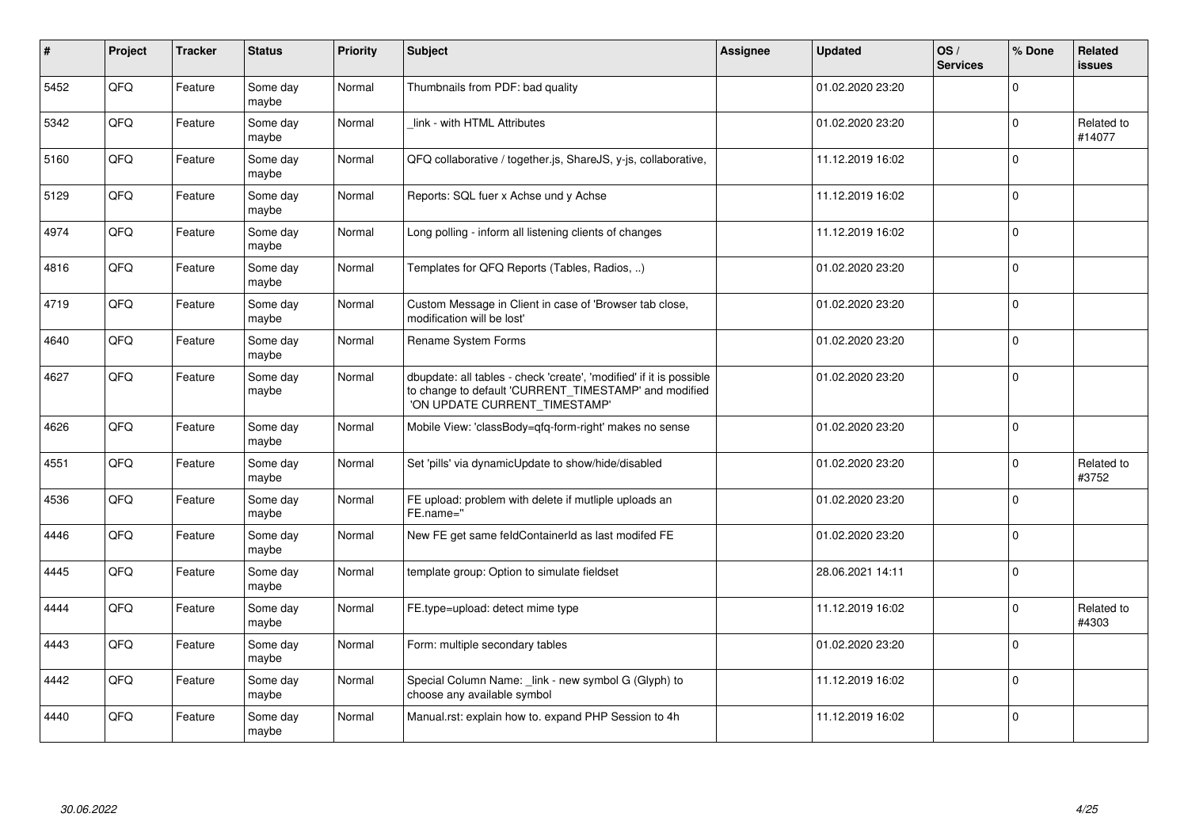| # | Project | Tracker | Status | Priority | Subject | Assignee | Updated | OS / Services | % Done | Related issues |
|---|---|---|---|---|---|---|---|---|---|---|
| 5452 | QFQ | Feature | Some day maybe | Normal | Thumbnails from PDF: bad quality | | 01.02.2020 23:20 | | 0 | |
| 5342 | QFQ | Feature | Some day maybe | Normal | _link - with HTML Attributes | | 01.02.2020 23:20 | | 0 | Related to #14077 |
| 5160 | QFQ | Feature | Some day maybe | Normal | QFQ collaborative / together.js, ShareJS, y-js, collaborative, | | 11.12.2019 16:02 | | 0 | |
| 5129 | QFQ | Feature | Some day maybe | Normal | Reports: SQL fuer x Achse und y Achse | | 11.12.2019 16:02 | | 0 | |
| 4974 | QFQ | Feature | Some day maybe | Normal | Long polling - inform all listening clients of changes | | 11.12.2019 16:02 | | 0 | |
| 4816 | QFQ | Feature | Some day maybe | Normal | Templates for QFQ Reports (Tables, Radios, ..) | | 01.02.2020 23:20 | | 0 | |
| 4719 | QFQ | Feature | Some day maybe | Normal | Custom Message in Client in case of 'Browser tab close, modification will be lost' | | 01.02.2020 23:20 | | 0 | |
| 4640 | QFQ | Feature | Some day maybe | Normal | Rename System Forms | | 01.02.2020 23:20 | | 0 | |
| 4627 | QFQ | Feature | Some day maybe | Normal | dbupdate: all tables - check 'create', 'modified' if it is possible to change to default 'CURRENT_TIMESTAMP' and modified 'ON UPDATE CURRENT_TIMESTAMP' | | 01.02.2020 23:20 | | 0 | |
| 4626 | QFQ | Feature | Some day maybe | Normal | Mobile View: 'classBody=qfq-form-right' makes no sense | | 01.02.2020 23:20 | | 0 | |
| 4551 | QFQ | Feature | Some day maybe | Normal | Set 'pills' via dynamicUpdate to show/hide/disabled | | 01.02.2020 23:20 | | 0 | Related to #3752 |
| 4536 | QFQ | Feature | Some day maybe | Normal | FE upload: problem with delete if mutliple uploads an FE.name='' | | 01.02.2020 23:20 | | 0 | |
| 4446 | QFQ | Feature | Some day maybe | Normal | New FE get same feldContainerId as last modifed FE | | 01.02.2020 23:20 | | 0 | |
| 4445 | QFQ | Feature | Some day maybe | Normal | template group: Option to simulate fieldset | | 28.06.2021 14:11 | | 0 | |
| 4444 | QFQ | Feature | Some day maybe | Normal | FE.type=upload: detect mime type | | 11.12.2019 16:02 | | 0 | Related to #4303 |
| 4443 | QFQ | Feature | Some day maybe | Normal | Form: multiple secondary tables | | 01.02.2020 23:20 | | 0 | |
| 4442 | QFQ | Feature | Some day maybe | Normal | Special Column Name: _link - new symbol G (Glyph) to choose any available symbol | | 11.12.2019 16:02 | | 0 | |
| 4440 | QFQ | Feature | Some day maybe | Normal | Manual.rst: explain how to. expand PHP Session to 4h | | 11.12.2019 16:02 | | 0 | |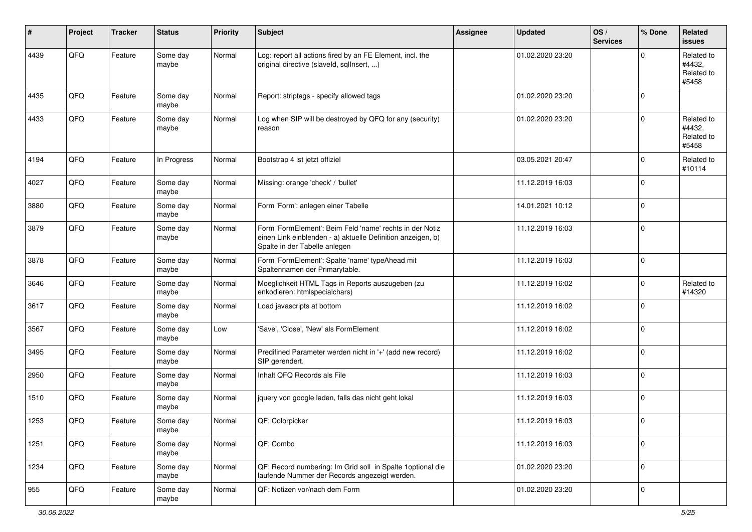| # | Project | Tracker | Status | Priority | Subject | Assignee | Updated | OS / Services | % Done | Related issues |
|---|---|---|---|---|---|---|---|---|---|---|
| 4439 | QFQ | Feature | Some day maybe | Normal | Log: report all actions fired by an FE Element, incl. the original directive (slaveId, sqlInsert, ...) | | 01.02.2020 23:20 | | 0 | Related to #4432, Related to #5458 |
| 4435 | QFQ | Feature | Some day maybe | Normal | Report: striptags - specify allowed tags | | 01.02.2020 23:20 | | 0 | |
| 4433 | QFQ | Feature | Some day maybe | Normal | Log when SIP will be destroyed by QFQ for any (security) reason | | 01.02.2020 23:20 | | 0 | Related to #4432, Related to #5458 |
| 4194 | QFQ | Feature | In Progress | Normal | Bootstrap 4 ist jetzt offiziel | | 03.05.2021 20:47 | | 0 | Related to #10114 |
| 4027 | QFQ | Feature | Some day maybe | Normal | Missing: orange 'check' / 'bullet' | | 11.12.2019 16:03 | | 0 | |
| 3880 | QFQ | Feature | Some day maybe | Normal | Form 'Form': anlegen einer Tabelle | | 14.01.2021 10:12 | | 0 | |
| 3879 | QFQ | Feature | Some day maybe | Normal | Form 'FormElement': Beim Feld 'name' rechts in der Notiz einen Link einblenden - a) aktuelle Definition anzeigen, b) Spalte in der Tabelle anlegen | | 11.12.2019 16:03 | | 0 | |
| 3878 | QFQ | Feature | Some day maybe | Normal | Form 'FormElement': Spalte 'name' typeAhead mit Spaltennamen der Primarytable. | | 11.12.2019 16:03 | | 0 | |
| 3646 | QFQ | Feature | Some day maybe | Normal | Moeglichkeit HTML Tags in Reports auszugeben (zu enkodieren: htmlspecialchars) | | 11.12.2019 16:02 | | 0 | Related to #14320 |
| 3617 | QFQ | Feature | Some day maybe | Normal | Load javascripts at bottom | | 11.12.2019 16:02 | | 0 | |
| 3567 | QFQ | Feature | Some day maybe | Low | 'Save', 'Close', 'New' als FormElement | | 11.12.2019 16:02 | | 0 | |
| 3495 | QFQ | Feature | Some day maybe | Normal | Predifined Parameter werden nicht in '+' (add new record) SIP gerendert. | | 11.12.2019 16:02 | | 0 | |
| 2950 | QFQ | Feature | Some day maybe | Normal | Inhalt QFQ Records als File | | 11.12.2019 16:03 | | 0 | |
| 1510 | QFQ | Feature | Some day maybe | Normal | jquery von google laden, falls das nicht geht lokal | | 11.12.2019 16:03 | | 0 | |
| 1253 | QFQ | Feature | Some day maybe | Normal | QF: Colorpicker | | 11.12.2019 16:03 | | 0 | |
| 1251 | QFQ | Feature | Some day maybe | Normal | QF: Combo | | 11.12.2019 16:03 | | 0 | |
| 1234 | QFQ | Feature | Some day maybe | Normal | QF: Record numbering: Im Grid soll in Spalte 1optional die laufende Nummer der Records angezeigt werden. | | 01.02.2020 23:20 | | 0 | |
| 955 | QFQ | Feature | Some day maybe | Normal | QF: Notizen vor/nach dem Form | | 01.02.2020 23:20 | | 0 | |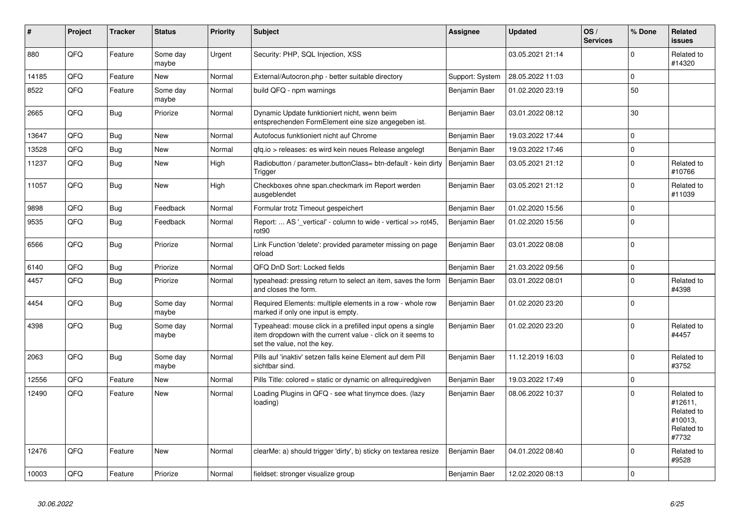| # | Project | Tracker | Status | Priority | Subject | Assignee | Updated | OS / Services | % Done | Related issues |
|---|---|---|---|---|---|---|---|---|---|---|
| 880 | QFQ | Feature | Some day maybe | Urgent | Security: PHP, SQL Injection, XSS | | 03.05.2021 21:14 | | 0 | Related to #14320 |
| 14185 | QFQ | Feature | New | Normal | External/Autocron.php - better suitable directory | Support: System | 28.05.2022 11:03 | | 0 | |
| 8522 | QFQ | Feature | Some day maybe | Normal | build QFQ - npm warnings | Benjamin Baer | 01.02.2020 23:19 | | 50 | |
| 2665 | QFQ | Bug | Priorize | Normal | Dynamic Update funktioniert nicht, wenn beim entsprechenden FormElement eine size angegeben ist. | Benjamin Baer | 03.01.2022 08:12 | | 30 | |
| 13647 | QFQ | Bug | New | Normal | Autofocus funktioniert nicht auf Chrome | Benjamin Baer | 19.03.2022 17:44 | | 0 | |
| 13528 | QFQ | Bug | New | Normal | qfq.io > releases: es wird kein neues Release angelegt | Benjamin Baer | 19.03.2022 17:46 | | 0 | |
| 11237 | QFQ | Bug | New | High | Radiobutton / parameter.buttonClass= btn-default - kein dirty Trigger | Benjamin Baer | 03.05.2021 21:12 | | 0 | Related to #10766 |
| 11057 | QFQ | Bug | New | High | Checkboxes ohne span.checkmark im Report werden ausgeblendet | Benjamin Baer | 03.05.2021 21:12 | | 0 | Related to #11039 |
| 9898 | QFQ | Bug | Feedback | Normal | Formular trotz Timeout gespeichert | Benjamin Baer | 01.02.2020 15:56 | | 0 | |
| 9535 | QFQ | Bug | Feedback | Normal | Report: ... AS '_vertical' - column to wide - vertical >> rot45, rot90 | Benjamin Baer | 01.02.2020 15:56 | | 0 | |
| 6566 | QFQ | Bug | Priorize | Normal | Link Function 'delete': provided parameter missing on page reload | Benjamin Baer | 03.01.2022 08:08 | | 0 | |
| 6140 | QFQ | Bug | Priorize | Normal | QFQ DnD Sort: Locked fields | Benjamin Baer | 21.03.2022 09:56 | | 0 | |
| 4457 | QFQ | Bug | Priorize | Normal | typeahead: pressing return to select an item, saves the form and closes the form. | Benjamin Baer | 03.01.2022 08:01 | | 0 | Related to #4398 |
| 4454 | QFQ | Bug | Some day maybe | Normal | Required Elements: multiple elements in a row - whole row marked if only one input is empty. | Benjamin Baer | 01.02.2020 23:20 | | 0 | |
| 4398 | QFQ | Bug | Some day maybe | Normal | Typeahead: mouse click in a prefilled input opens a single item dropdown with the current value - click on it seems to set the value, not the key. | Benjamin Baer | 01.02.2020 23:20 | | 0 | Related to #4457 |
| 2063 | QFQ | Bug | Some day maybe | Normal | Pills auf 'inaktiv' setzen falls keine Element auf dem Pill sichtbar sind. | Benjamin Baer | 11.12.2019 16:03 | | 0 | Related to #3752 |
| 12556 | QFQ | Feature | New | Normal | Pills Title: colored = static or dynamic on allrequiredgiven | Benjamin Baer | 19.03.2022 17:49 | | 0 | |
| 12490 | QFQ | Feature | New | Normal | Loading Plugins in QFQ - see what tinymce does. (lazy loading) | Benjamin Baer | 08.06.2022 10:37 | | 0 | Related to #12611, Related to #10013, Related to #7732 |
| 12476 | QFQ | Feature | New | Normal | clearMe: a) should trigger 'dirty', b) sticky on textarea resize | Benjamin Baer | 04.01.2022 08:40 | | 0 | Related to #9528 |
| 10003 | QFQ | Feature | Priorize | Normal | fieldset: stronger visualize group | Benjamin Baer | 12.02.2020 08:13 | | 0 | |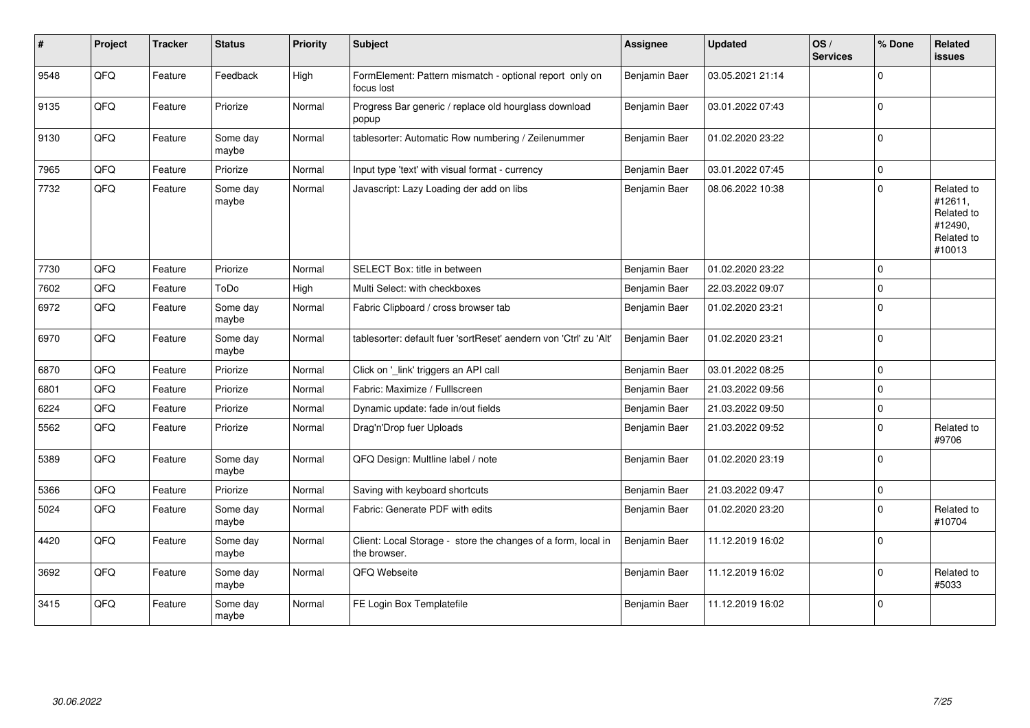| # | Project | Tracker | Status | Priority | Subject | Assignee | Updated | OS / Services | % Done | Related issues |
|---|---|---|---|---|---|---|---|---|---|---|
| 9548 | QFQ | Feature | Feedback | High | FormElement: Pattern mismatch - optional report only on focus lost | Benjamin Baer | 03.05.2021 21:14 | | 0 | |
| 9135 | QFQ | Feature | Priorize | Normal | Progress Bar generic / replace old hourglass download popup | Benjamin Baer | 03.01.2022 07:43 | | 0 | |
| 9130 | QFQ | Feature | Some day maybe | Normal | tablesorter: Automatic Row numbering / Zeilenummer | Benjamin Baer | 01.02.2020 23:22 | | 0 | |
| 7965 | QFQ | Feature | Priorize | Normal | Input type 'text' with visual format - currency | Benjamin Baer | 03.01.2022 07:45 | | 0 | |
| 7732 | QFQ | Feature | Some day maybe | Normal | Javascript: Lazy Loading der add on libs | Benjamin Baer | 08.06.2022 10:38 | | 0 | Related to #12611, Related to #12490, Related to #10013 |
| 7730 | QFQ | Feature | Priorize | Normal | SELECT Box: title in between | Benjamin Baer | 01.02.2020 23:22 | | 0 | |
| 7602 | QFQ | Feature | ToDo | High | Multi Select: with checkboxes | Benjamin Baer | 22.03.2022 09:07 | | 0 | |
| 6972 | QFQ | Feature | Some day maybe | Normal | Fabric Clipboard / cross browser tab | Benjamin Baer | 01.02.2020 23:21 | | 0 | |
| 6970 | QFQ | Feature | Some day maybe | Normal | tablesorter: default fuer 'sortReset' aendern von 'Ctrl' zu 'Alt' | Benjamin Baer | 01.02.2020 23:21 | | 0 | |
| 6870 | QFQ | Feature | Priorize | Normal | Click on '_link' triggers an API call | Benjamin Baer | 03.01.2022 08:25 | | 0 | |
| 6801 | QFQ | Feature | Priorize | Normal | Fabric: Maximize / Fulllscreen | Benjamin Baer | 21.03.2022 09:56 | | 0 | |
| 6224 | QFQ | Feature | Priorize | Normal | Dynamic update: fade in/out fields | Benjamin Baer | 21.03.2022 09:50 | | 0 | |
| 5562 | QFQ | Feature | Priorize | Normal | Drag'n'Drop fuer Uploads | Benjamin Baer | 21.03.2022 09:52 | | 0 | Related to #9706 |
| 5389 | QFQ | Feature | Some day maybe | Normal | QFQ Design: Multline label / note | Benjamin Baer | 01.02.2020 23:19 | | 0 | |
| 5366 | QFQ | Feature | Priorize | Normal | Saving with keyboard shortcuts | Benjamin Baer | 21.03.2022 09:47 | | 0 | |
| 5024 | QFQ | Feature | Some day maybe | Normal | Fabric: Generate PDF with edits | Benjamin Baer | 01.02.2020 23:20 | | 0 | Related to #10704 |
| 4420 | QFQ | Feature | Some day maybe | Normal | Client: Local Storage - store the changes of a form, local in the browser. | Benjamin Baer | 11.12.2019 16:02 | | 0 | |
| 3692 | QFQ | Feature | Some day maybe | Normal | QFQ Webseite | Benjamin Baer | 11.12.2019 16:02 | | 0 | Related to #5033 |
| 3415 | QFQ | Feature | Some day maybe | Normal | FE Login Box Templatefile | Benjamin Baer | 11.12.2019 16:02 | | 0 | |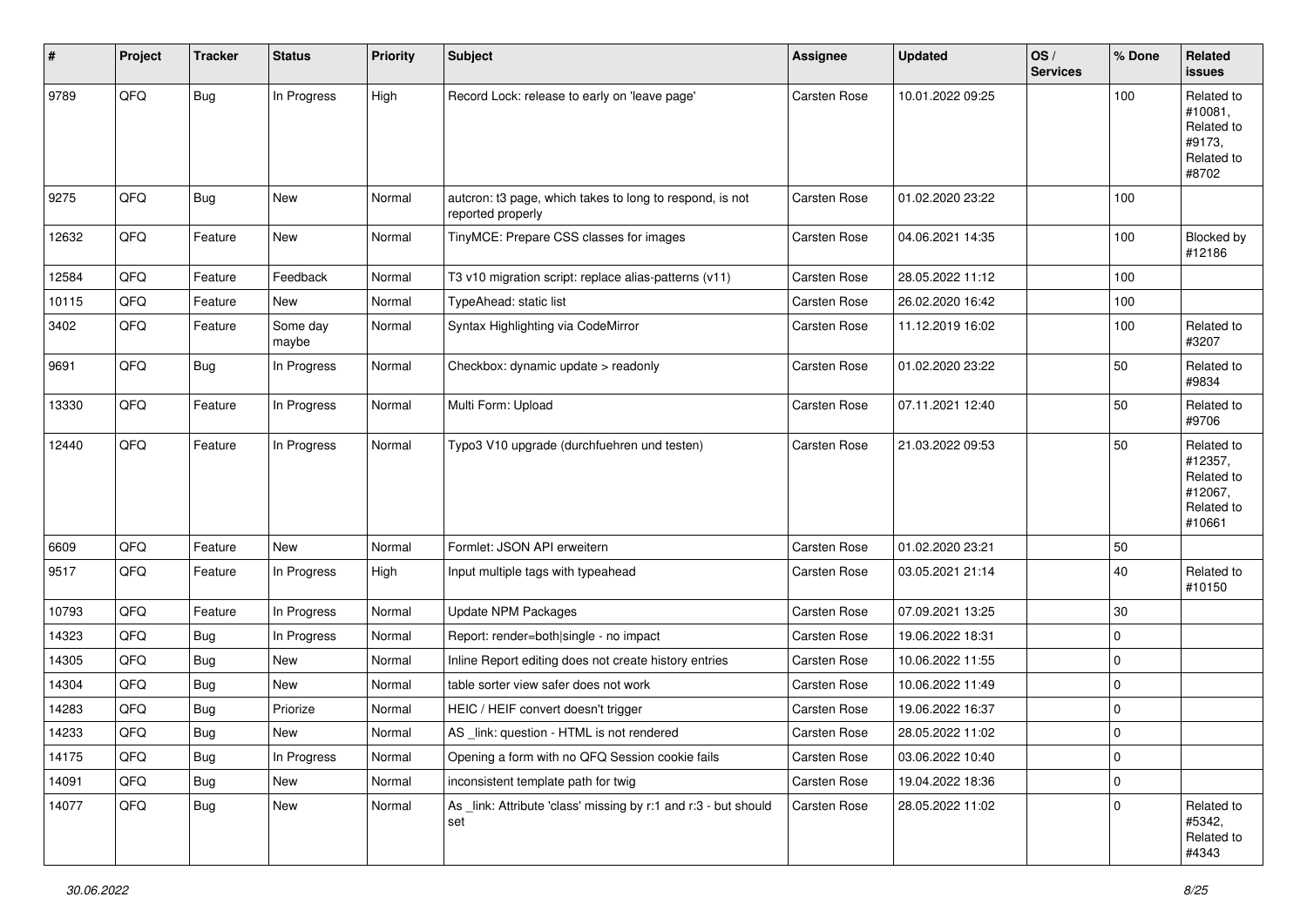| # | Project | Tracker | Status | Priority | Subject | Assignee | Updated | OS / Services | % Done | Related issues |
|---|---|---|---|---|---|---|---|---|---|---|
| 9789 | QFQ | Bug | In Progress | High | Record Lock: release to early on 'leave page' | Carsten Rose | 10.01.2022 09:25 | | 100 | Related to #10081, Related to #9173, Related to #8702 |
| 9275 | QFQ | Bug | New | Normal | autcron: t3 page, which takes to long to respond, is not reported properly | Carsten Rose | 01.02.2020 23:22 | | 100 | |
| 12632 | QFQ | Feature | New | Normal | TinyMCE: Prepare CSS classes for images | Carsten Rose | 04.06.2021 14:35 | | 100 | Blocked by #12186 |
| 12584 | QFQ | Feature | Feedback | Normal | T3 v10 migration script: replace alias-patterns (v11) | Carsten Rose | 28.05.2022 11:12 | | 100 | |
| 10115 | QFQ | Feature | New | Normal | TypeAhead: static list | Carsten Rose | 26.02.2020 16:42 | | 100 | |
| 3402 | QFQ | Feature | Some day maybe | Normal | Syntax Highlighting via CodeMirror | Carsten Rose | 11.12.2019 16:02 | | 100 | Related to #3207 |
| 9691 | QFQ | Bug | In Progress | Normal | Checkbox: dynamic update > readonly | Carsten Rose | 01.02.2020 23:22 | | 50 | Related to #9834 |
| 13330 | QFQ | Feature | In Progress | Normal | Multi Form: Upload | Carsten Rose | 07.11.2021 12:40 | | 50 | Related to #9706 |
| 12440 | QFQ | Feature | In Progress | Normal | Typo3 V10 upgrade (durchfuehren und testen) | Carsten Rose | 21.03.2022 09:53 | | 50 | Related to #12357, Related to #12067, Related to #10661 |
| 6609 | QFQ | Feature | New | Normal | Formlet: JSON API erweitern | Carsten Rose | 01.02.2020 23:21 | | 50 | |
| 9517 | QFQ | Feature | In Progress | High | Input multiple tags with typeahead | Carsten Rose | 03.05.2021 21:14 | | 40 | Related to #10150 |
| 10793 | QFQ | Feature | In Progress | Normal | Update NPM Packages | Carsten Rose | 07.09.2021 13:25 | | 30 | |
| 14323 | QFQ | Bug | In Progress | Normal | Report: render=both\|single - no impact | Carsten Rose | 19.06.2022 18:31 | | 0 | |
| 14305 | QFQ | Bug | New | Normal | Inline Report editing does not create history entries | Carsten Rose | 10.06.2022 11:55 | | 0 | |
| 14304 | QFQ | Bug | New | Normal | table sorter view safer does not work | Carsten Rose | 10.06.2022 11:49 | | 0 | |
| 14283 | QFQ | Bug | Priorize | Normal | HEIC / HEIF convert doesn't trigger | Carsten Rose | 19.06.2022 16:37 | | 0 | |
| 14233 | QFQ | Bug | New | Normal | AS _link: question - HTML is not rendered | Carsten Rose | 28.05.2022 11:02 | | 0 | |
| 14175 | QFQ | Bug | In Progress | Normal | Opening a form with no QFQ Session cookie fails | Carsten Rose | 03.06.2022 10:40 | | 0 | |
| 14091 | QFQ | Bug | New | Normal | inconsistent template path for twig | Carsten Rose | 19.04.2022 18:36 | | 0 | |
| 14077 | QFQ | Bug | New | Normal | As _link: Attribute 'class' missing by r:1 and r:3 - but should set | Carsten Rose | 28.05.2022 11:02 | | 0 | Related to #5342, Related to #4343 |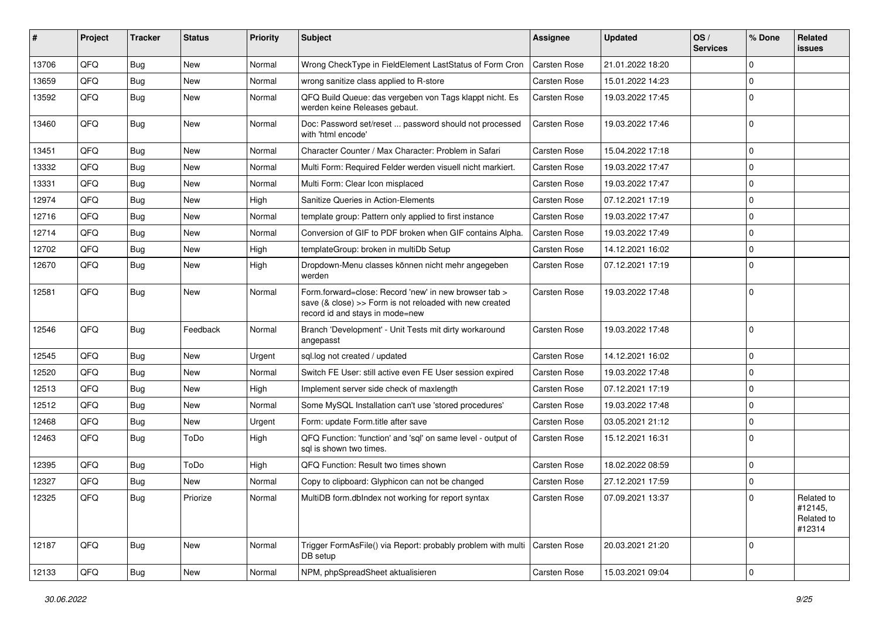| # | Project | Tracker | Status | Priority | Subject | Assignee | Updated | OS / Services | % Done | Related issues |
|---|---|---|---|---|---|---|---|---|---|---|
| 13706 | QFQ | Bug | New | Normal | Wrong CheckType in FieldElement LastStatus of Form Cron | Carsten Rose | 21.01.2022 18:20 | | 0 | |
| 13659 | QFQ | Bug | New | Normal | wrong sanitize class applied to R-store | Carsten Rose | 15.01.2022 14:23 | | 0 | |
| 13592 | QFQ | Bug | New | Normal | QFQ Build Queue: das vergeben von Tags klappt nicht. Es werden keine Releases gebaut. | Carsten Rose | 19.03.2022 17:45 | | 0 | |
| 13460 | QFQ | Bug | New | Normal | Doc: Password set/reset ... password should not processed with 'html encode' | Carsten Rose | 19.03.2022 17:46 | | 0 | |
| 13451 | QFQ | Bug | New | Normal | Character Counter / Max Character: Problem in Safari | Carsten Rose | 15.04.2022 17:18 | | 0 | |
| 13332 | QFQ | Bug | New | Normal | Multi Form: Required Felder werden visuell nicht markiert. | Carsten Rose | 19.03.2022 17:47 | | 0 | |
| 13331 | QFQ | Bug | New | Normal | Multi Form: Clear Icon misplaced | Carsten Rose | 19.03.2022 17:47 | | 0 | |
| 12974 | QFQ | Bug | New | High | Sanitize Queries in Action-Elements | Carsten Rose | 07.12.2021 17:19 | | 0 | |
| 12716 | QFQ | Bug | New | Normal | template group: Pattern only applied to first instance | Carsten Rose | 19.03.2022 17:47 | | 0 | |
| 12714 | QFQ | Bug | New | Normal | Conversion of GIF to PDF broken when GIF contains Alpha. | Carsten Rose | 19.03.2022 17:49 | | 0 | |
| 12702 | QFQ | Bug | New | High | templateGroup: broken in multiDb Setup | Carsten Rose | 14.12.2021 16:02 | | 0 | |
| 12670 | QFQ | Bug | New | High | Dropdown-Menu classes können nicht mehr angegeben werden | Carsten Rose | 07.12.2021 17:19 | | 0 | |
| 12581 | QFQ | Bug | New | Normal | Form.forward=close: Record 'new' in new browser tab > save (& close) >> Form is not reloaded with new created record id and stays in mode=new | Carsten Rose | 19.03.2022 17:48 | | 0 | |
| 12546 | QFQ | Bug | Feedback | Normal | Branch 'Development' - Unit Tests mit dirty workaround angepasst | Carsten Rose | 19.03.2022 17:48 | | 0 | |
| 12545 | QFQ | Bug | New | Urgent | sql.log not created / updated | Carsten Rose | 14.12.2021 16:02 | | 0 | |
| 12520 | QFQ | Bug | New | Normal | Switch FE User: still active even FE User session expired | Carsten Rose | 19.03.2022 17:48 | | 0 | |
| 12513 | QFQ | Bug | New | High | Implement server side check of maxlength | Carsten Rose | 07.12.2021 17:19 | | 0 | |
| 12512 | QFQ | Bug | New | Normal | Some MySQL Installation can't use 'stored procedures' | Carsten Rose | 19.03.2022 17:48 | | 0 | |
| 12468 | QFQ | Bug | New | Urgent | Form: update Form.title after save | Carsten Rose | 03.05.2021 21:12 | | 0 | |
| 12463 | QFQ | Bug | ToDo | High | QFQ Function: 'function' and 'sql' on same level - output of sql is shown two times. | Carsten Rose | 15.12.2021 16:31 | | 0 | |
| 12395 | QFQ | Bug | ToDo | High | QFQ Function: Result two times shown | Carsten Rose | 18.02.2022 08:59 | | 0 | |
| 12327 | QFQ | Bug | New | Normal | Copy to clipboard: Glyphicon can not be changed | Carsten Rose | 27.12.2021 17:59 | | 0 | |
| 12325 | QFQ | Bug | Priorize | Normal | MultiDB form.dbIndex not working for report syntax | Carsten Rose | 07.09.2021 13:37 | | 0 | Related to #12145, Related to #12314 |
| 12187 | QFQ | Bug | New | Normal | Trigger FormAsFile() via Report: probably problem with multi DB setup | Carsten Rose | 20.03.2021 21:20 | | 0 | |
| 12133 | QFQ | Bug | New | Normal | NPM, phpSpreadSheet aktualisieren | Carsten Rose | 15.03.2021 09:04 | | 0 | |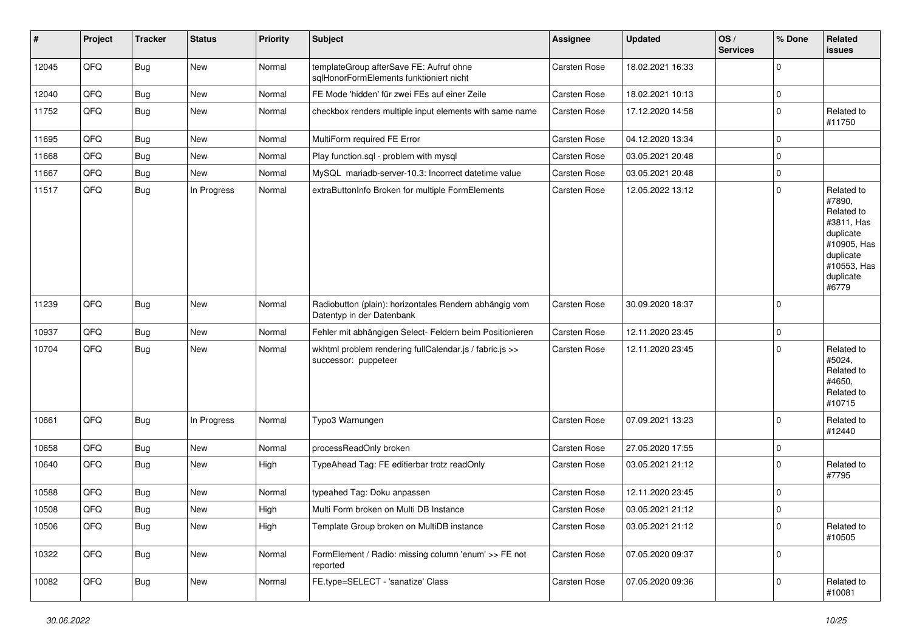| # | Project | Tracker | Status | Priority | Subject | Assignee | Updated | OS / Services | % Done | Related issues |
|---|---|---|---|---|---|---|---|---|---|---|
| 12045 | QFQ | Bug | New | Normal | templateGroup afterSave FE: Aufruf ohne sqlHonorFormElements funktioniert nicht | Carsten Rose | 18.02.2021 16:33 | | 0 | |
| 12040 | QFQ | Bug | New | Normal | FE Mode 'hidden' für zwei FEs auf einer Zeile | Carsten Rose | 18.02.2021 10:13 | | 0 | |
| 11752 | QFQ | Bug | New | Normal | checkbox renders multiple input elements with same name | Carsten Rose | 17.12.2020 14:58 | | 0 | Related to #11750 |
| 11695 | QFQ | Bug | New | Normal | MultiForm required FE Error | Carsten Rose | 04.12.2020 13:34 | | 0 | |
| 11668 | QFQ | Bug | New | Normal | Play function.sql - problem with mysql | Carsten Rose | 03.05.2021 20:48 | | 0 | |
| 11667 | QFQ | Bug | New | Normal | MySQL mariadb-server-10.3: Incorrect datetime value | Carsten Rose | 03.05.2021 20:48 | | 0 | |
| 11517 | QFQ | Bug | In Progress | Normal | extraButtonInfo Broken for multiple FormElements | Carsten Rose | 12.05.2022 13:12 | | 0 | Related to #7890, Related to #3811, Has duplicate #10905, Has duplicate #10553, Has duplicate #6779 |
| 11239 | QFQ | Bug | New | Normal | Radiobutton (plain): horizontales Rendern abhängig vom Datentyp in der Datenbank | Carsten Rose | 30.09.2020 18:37 | | 0 | |
| 10937 | QFQ | Bug | New | Normal | Fehler mit abhängigen Select- Feldern beim Positionieren | Carsten Rose | 12.11.2020 23:45 | | 0 | |
| 10704 | QFQ | Bug | New | Normal | wkhtml problem rendering fullCalendar.js / fabric.js >> successor: puppeteer | Carsten Rose | 12.11.2020 23:45 | | 0 | Related to #5024, Related to #4650, Related to #10715 |
| 10661 | QFQ | Bug | In Progress | Normal | Typo3 Warnungen | Carsten Rose | 07.09.2021 13:23 | | 0 | Related to #12440 |
| 10658 | QFQ | Bug | New | Normal | processReadOnly broken | Carsten Rose | 27.05.2020 17:55 | | 0 | |
| 10640 | QFQ | Bug | New | High | TypeAhead Tag: FE editierbar trotz readOnly | Carsten Rose | 03.05.2021 21:12 | | 0 | Related to #7795 |
| 10588 | QFQ | Bug | New | Normal | typeahed Tag: Doku anpassen | Carsten Rose | 12.11.2020 23:45 | | 0 | |
| 10508 | QFQ | Bug | New | High | Multi Form broken on Multi DB Instance | Carsten Rose | 03.05.2021 21:12 | | 0 | |
| 10506 | QFQ | Bug | New | High | Template Group broken on MultiDB instance | Carsten Rose | 03.05.2021 21:12 | | 0 | Related to #10505 |
| 10322 | QFQ | Bug | New | Normal | FormElement / Radio: missing column 'enum' >> FE not reported | Carsten Rose | 07.05.2020 09:37 | | 0 | |
| 10082 | QFQ | Bug | New | Normal | FE.type=SELECT - 'sanatize' Class | Carsten Rose | 07.05.2020 09:36 | | 0 | Related to #10081 |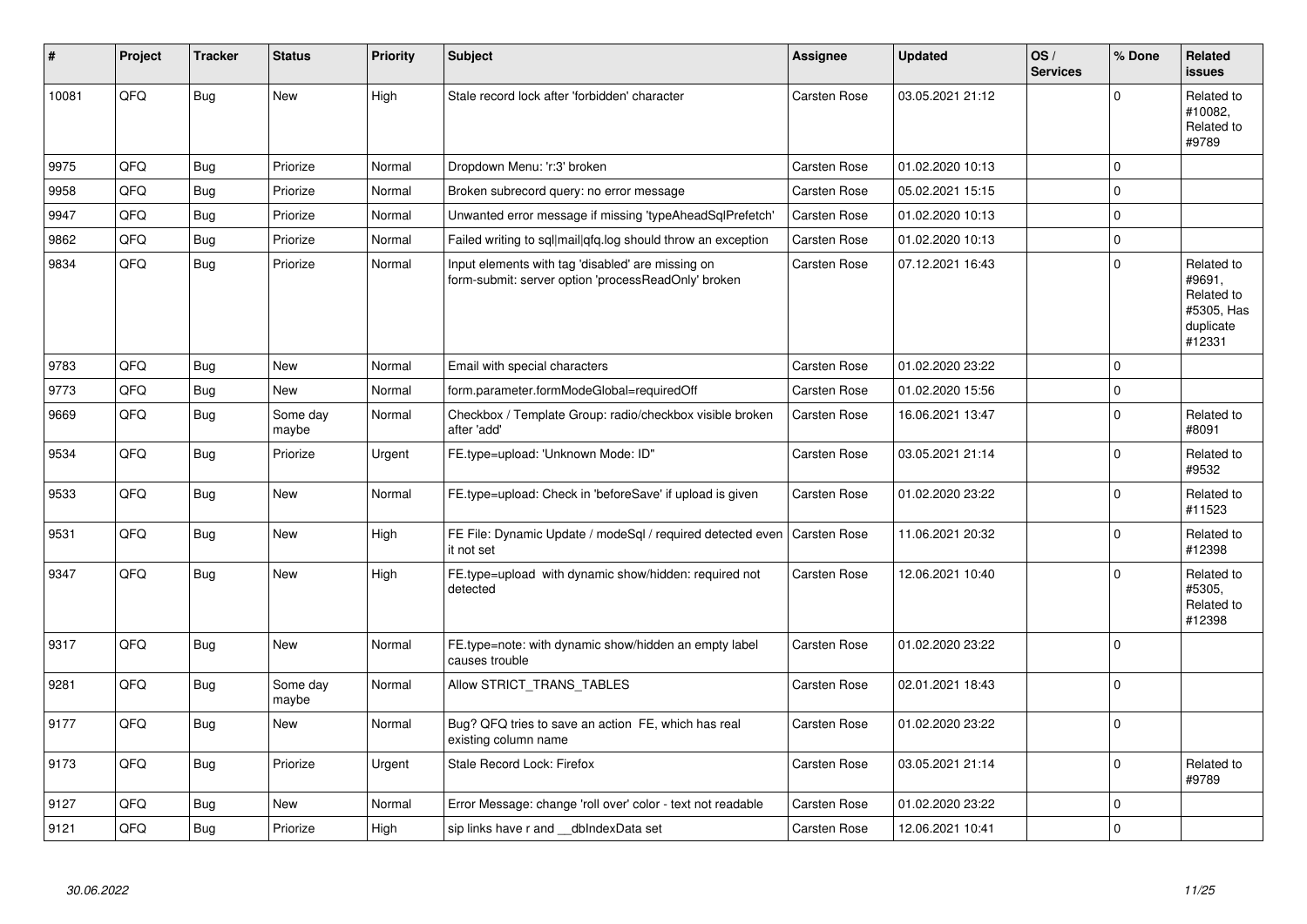| # | Project | Tracker | Status | Priority | Subject | Assignee | Updated | OS / Services | % Done | Related issues |
|---|---|---|---|---|---|---|---|---|---|---|
| 10081 | QFQ | Bug | New | High | Stale record lock after 'forbidden' character | Carsten Rose | 03.05.2021 21:12 | | 0 | Related to #10082, Related to #9789 |
| 9975 | QFQ | Bug | Priorize | Normal | Dropdown Menu: 'r:3' broken | Carsten Rose | 01.02.2020 10:13 | | 0 | |
| 9958 | QFQ | Bug | Priorize | Normal | Broken subrecord query: no error message | Carsten Rose | 05.02.2021 15:15 | | 0 | |
| 9947 | QFQ | Bug | Priorize | Normal | Unwanted error message if missing 'typeAheadSqlPrefetch' | Carsten Rose | 01.02.2020 10:13 | | 0 | |
| 9862 | QFQ | Bug | Priorize | Normal | Failed writing to sql\|mail\|qfq.log should throw an exception | Carsten Rose | 01.02.2020 10:13 | | 0 | |
| 9834 | QFQ | Bug | Priorize | Normal | Input elements with tag 'disabled' are missing on form-submit: server option 'processReadOnly' broken | Carsten Rose | 07.12.2021 16:43 | | 0 | Related to #9691, Related to #5305, Has duplicate #12331 |
| 9783 | QFQ | Bug | New | Normal | Email with special characters | Carsten Rose | 01.02.2020 23:22 | | 0 | |
| 9773 | QFQ | Bug | New | Normal | form.parameter.formModeGlobal=requiredOff | Carsten Rose | 01.02.2020 15:56 | | 0 | |
| 9669 | QFQ | Bug | Some day maybe | Normal | Checkbox / Template Group: radio/checkbox visible broken after 'add' | Carsten Rose | 16.06.2021 13:47 | | 0 | Related to #8091 |
| 9534 | QFQ | Bug | Priorize | Urgent | FE.type=upload: 'Unknown Mode: ID" | Carsten Rose | 03.05.2021 21:14 | | 0 | Related to #9532 |
| 9533 | QFQ | Bug | New | Normal | FE.type=upload: Check in 'beforeSave' if upload is given | Carsten Rose | 01.02.2020 23:22 | | 0 | Related to #11523 |
| 9531 | QFQ | Bug | New | High | FE File: Dynamic Update / modeSql / required detected even it not set | Carsten Rose | 11.06.2021 20:32 | | 0 | Related to #12398 |
| 9347 | QFQ | Bug | New | High | FE.type=upload with dynamic show/hidden: required not detected | Carsten Rose | 12.06.2021 10:40 | | 0 | Related to #5305, Related to #12398 |
| 9317 | QFQ | Bug | New | Normal | FE.type=note: with dynamic show/hidden an empty label causes trouble | Carsten Rose | 01.02.2020 23:22 | | 0 | |
| 9281 | QFQ | Bug | Some day maybe | Normal | Allow STRICT_TRANS_TABLES | Carsten Rose | 02.01.2021 18:43 | | 0 | |
| 9177 | QFQ | Bug | New | Normal | Bug? QFQ tries to save an action FE, which has real existing column name | Carsten Rose | 01.02.2020 23:22 | | 0 | |
| 9173 | QFQ | Bug | Priorize | Urgent | Stale Record Lock: Firefox | Carsten Rose | 03.05.2021 21:14 | | 0 | Related to #9789 |
| 9127 | QFQ | Bug | New | Normal | Error Message: change 'roll over' color - text not readable | Carsten Rose | 01.02.2020 23:22 | | 0 | |
| 9121 | QFQ | Bug | Priorize | High | sip links have r and __dbIndexData set | Carsten Rose | 12.06.2021 10:41 | | 0 | |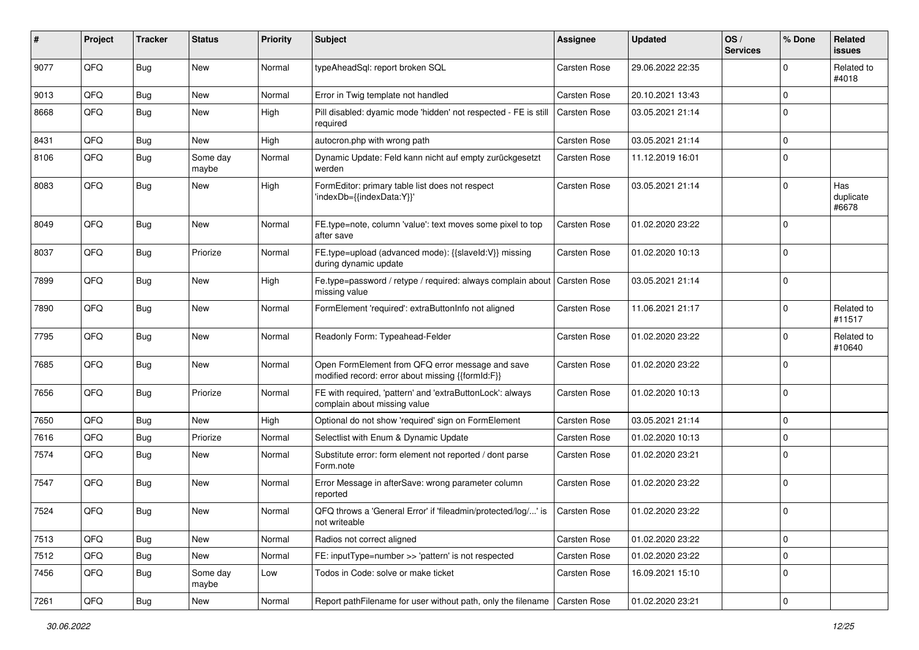| # | Project | Tracker | Status | Priority | Subject | Assignee | Updated | OS / Services | % Done | Related issues |
|---|---|---|---|---|---|---|---|---|---|---|
| 9077 | QFQ | Bug | New | Normal | typeAheadSql: report broken SQL | Carsten Rose | 29.06.2022 22:35 | | 0 | Related to #4018 |
| 9013 | QFQ | Bug | New | Normal | Error in Twig template not handled | Carsten Rose | 20.10.2021 13:43 | | 0 | |
| 8668 | QFQ | Bug | New | High | Pill disabled: dyamic mode 'hidden' not respected - FE is still required | Carsten Rose | 03.05.2021 21:14 | | 0 | |
| 8431 | QFQ | Bug | New | High | autocron.php with wrong path | Carsten Rose | 03.05.2021 21:14 | | 0 | |
| 8106 | QFQ | Bug | Some day maybe | Normal | Dynamic Update: Feld kann nicht auf empty zurückgesetzt werden | Carsten Rose | 11.12.2019 16:01 | | 0 | |
| 8083 | QFQ | Bug | New | High | FormEditor: primary table list does not respect 'indexDb={{indexData:Y}}' | Carsten Rose | 03.05.2021 21:14 | | 0 | Has duplicate #6678 |
| 8049 | QFQ | Bug | New | Normal | FE.type=note, column 'value': text moves some pixel to top after save | Carsten Rose | 01.02.2020 23:22 | | 0 | |
| 8037 | QFQ | Bug | Priorize | Normal | FE.type=upload (advanced mode): {{slaveId:V}} missing during dynamic update | Carsten Rose | 01.02.2020 10:13 | | 0 | |
| 7899 | QFQ | Bug | New | High | Fe.type=password / retype / required: always complain about missing value | Carsten Rose | 03.05.2021 21:14 | | 0 | |
| 7890 | QFQ | Bug | New | Normal | FormElement 'required': extraButtonInfo not aligned | Carsten Rose | 11.06.2021 21:17 | | 0 | Related to #11517 |
| 7795 | QFQ | Bug | New | Normal | Readonly Form: Typeahead-Felder | Carsten Rose | 01.02.2020 23:22 | | 0 | Related to #10640 |
| 7685 | QFQ | Bug | New | Normal | Open FormElement from QFQ error message and save modified record: error about missing {{formId:F}} | Carsten Rose | 01.02.2020 23:22 | | 0 | |
| 7656 | QFQ | Bug | Priorize | Normal | FE with required, 'pattern' and 'extraButtonLock': always complain about missing value | Carsten Rose | 01.02.2020 10:13 | | 0 | |
| 7650 | QFQ | Bug | New | High | Optional do not show 'required' sign on FormElement | Carsten Rose | 03.05.2021 21:14 | | 0 | |
| 7616 | QFQ | Bug | Priorize | Normal | Selectlist with Enum & Dynamic Update | Carsten Rose | 01.02.2020 10:13 | | 0 | |
| 7574 | QFQ | Bug | New | Normal | Substitute error: form element not reported / dont parse Form.note | Carsten Rose | 01.02.2020 23:21 | | 0 | |
| 7547 | QFQ | Bug | New | Normal | Error Message in afterSave: wrong parameter column reported | Carsten Rose | 01.02.2020 23:22 | | 0 | |
| 7524 | QFQ | Bug | New | Normal | QFQ throws a 'General Error' if 'fileadmin/protected/log/...' is not writeable | Carsten Rose | 01.02.2020 23:22 | | 0 | |
| 7513 | QFQ | Bug | New | Normal | Radios not correct aligned | Carsten Rose | 01.02.2020 23:22 | | 0 | |
| 7512 | QFQ | Bug | New | Normal | FE: inputType=number >> 'pattern' is not respected | Carsten Rose | 01.02.2020 23:22 | | 0 | |
| 7456 | QFQ | Bug | Some day maybe | Low | Todos in Code: solve or make ticket | Carsten Rose | 16.09.2021 15:10 | | 0 | |
| 7261 | QFQ | Bug | New | Normal | Report pathFilename for user without path, only the filename | Carsten Rose | 01.02.2020 23:21 | | 0 | |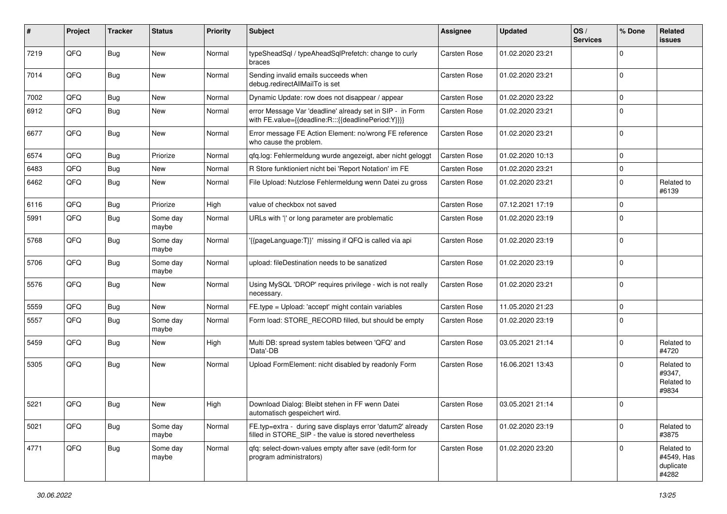| # | Project | Tracker | Status | Priority | Subject | Assignee | Updated | OS / Services | % Done | Related issues |
|---|---|---|---|---|---|---|---|---|---|---|
| 7219 | QFQ | Bug | New | Normal | typeSheadSql / typeAheadSqlPrefetch: change to curly braces | Carsten Rose | 01.02.2020 23:21 | | 0 | |
| 7014 | QFQ | Bug | New | Normal | Sending invalid emails succeeds when debug.redirectAllMailTo is set | Carsten Rose | 01.02.2020 23:21 | | 0 | |
| 7002 | QFQ | Bug | New | Normal | Dynamic Update: row does not disappear / appear | Carsten Rose | 01.02.2020 23:22 | | 0 | |
| 6912 | QFQ | Bug | New | Normal | error Message Var 'deadline' already set in SIP - in Form with FE.value={{deadline:R:::{{deadlinePeriod:Y}}}} | Carsten Rose | 01.02.2020 23:21 | | 0 | |
| 6677 | QFQ | Bug | New | Normal | Error message FE Action Element: no/wrong FE reference who cause the problem. | Carsten Rose | 01.02.2020 23:21 | | 0 | |
| 6574 | QFQ | Bug | Priorize | Normal | qfq.log: Fehlermeldung wurde angezeigt, aber nicht geloggt | Carsten Rose | 01.02.2020 10:13 | | 0 | |
| 6483 | QFQ | Bug | New | Normal | R Store funktioniert nicht bei 'Report Notation' im FE | Carsten Rose | 01.02.2020 23:21 | | 0 | |
| 6462 | QFQ | Bug | New | Normal | File Upload: Nutzlose Fehlermeldung wenn Datei zu gross | Carsten Rose | 01.02.2020 23:21 | | 0 | Related to #6139 |
| 6116 | QFQ | Bug | Priorize | High | value of checkbox not saved | Carsten Rose | 07.12.2021 17:19 | | 0 | |
| 5991 | QFQ | Bug | Some day maybe | Normal | URLs with ' ' or long parameter are problematic | Carsten Rose | 01.02.2020 23:19 | | 0 | |
| 5768 | QFQ | Bug | Some day maybe | Normal | '{{pageLanguage:T}}' missing if QFQ is called via api | Carsten Rose | 01.02.2020 23:19 | | 0 | |
| 5706 | QFQ | Bug | Some day maybe | Normal | upload: fileDestination needs to be sanatized | Carsten Rose | 01.02.2020 23:19 | | 0 | |
| 5576 | QFQ | Bug | New | Normal | Using MySQL 'DROP' requires privilege - wich is not really necessary. | Carsten Rose | 01.02.2020 23:21 | | 0 | |
| 5559 | QFQ | Bug | New | Normal | FE.type = Upload: 'accept' might contain variables | Carsten Rose | 11.05.2020 21:23 | | 0 | |
| 5557 | QFQ | Bug | Some day maybe | Normal | Form load: STORE_RECORD filled, but should be empty | Carsten Rose | 01.02.2020 23:19 | | 0 | |
| 5459 | QFQ | Bug | New | High | Multi DB: spread system tables between 'QFQ' and 'Data'-DB | Carsten Rose | 03.05.2021 21:14 | | 0 | Related to #4720 |
| 5305 | QFQ | Bug | New | Normal | Upload FormElement: nicht disabled by readonly Form | Carsten Rose | 16.06.2021 13:43 | | 0 | Related to #9347, Related to #9834 |
| 5221 | QFQ | Bug | New | High | Download Dialog: Bleibt stehen in FF wenn Datei automatisch gespeichert wird. | Carsten Rose | 03.05.2021 21:14 | | 0 | |
| 5021 | QFQ | Bug | Some day maybe | Normal | FE.typ=extra - during save displays error 'datum2' already filled in STORE_SIP - the value is stored nevertheless | Carsten Rose | 01.02.2020 23:19 | | 0 | Related to #3875 |
| 4771 | QFQ | Bug | Some day maybe | Normal | qfq: select-down-values empty after save (edit-form for program administrators) | Carsten Rose | 01.02.2020 23:20 | | 0 | Related to #4549, Has duplicate #4282 |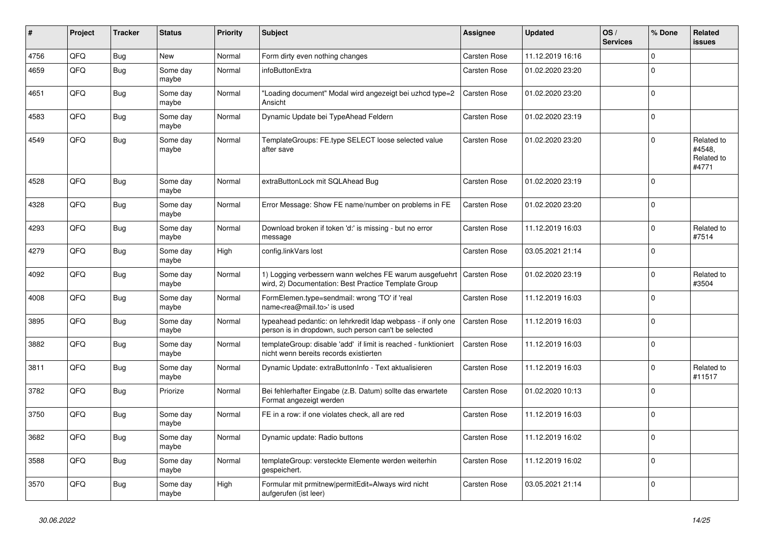| # | Project | Tracker | Status | Priority | Subject | Assignee | Updated | OS / Services | % Done | Related issues |
|---|---|---|---|---|---|---|---|---|---|---|
| 4756 | QFQ | Bug | New | Normal | Form dirty even nothing changes | Carsten Rose | 11.12.2019 16:16 | | 0 | |
| 4659 | QFQ | Bug | Some day maybe | Normal | infoButtonExtra | Carsten Rose | 01.02.2020 23:20 | | 0 | |
| 4651 | QFQ | Bug | Some day maybe | Normal | "Loading document" Modal wird angezeigt bei uzhcd type=2 Ansicht | Carsten Rose | 01.02.2020 23:20 | | 0 | |
| 4583 | QFQ | Bug | Some day maybe | Normal | Dynamic Update bei TypeAhead Feldern | Carsten Rose | 01.02.2020 23:19 | | 0 | |
| 4549 | QFQ | Bug | Some day maybe | Normal | TemplateGroups: FE.type SELECT loose selected value after save | Carsten Rose | 01.02.2020 23:20 | | 0 | Related to #4548, Related to #4771 |
| 4528 | QFQ | Bug | Some day maybe | Normal | extraButtonLock mit SQLAhead Bug | Carsten Rose | 01.02.2020 23:19 | | 0 | |
| 4328 | QFQ | Bug | Some day maybe | Normal | Error Message: Show FE name/number on problems in FE | Carsten Rose | 01.02.2020 23:20 | | 0 | |
| 4293 | QFQ | Bug | Some day maybe | Normal | Download broken if token 'd:' is missing - but no error message | Carsten Rose | 11.12.2019 16:03 | | 0 | Related to #7514 |
| 4279 | QFQ | Bug | Some day maybe | High | config.linkVars lost | Carsten Rose | 03.05.2021 21:14 | | 0 | |
| 4092 | QFQ | Bug | Some day maybe | Normal | 1) Logging verbessern wann welches FE warum ausgefuehrt wird, 2) Documentation: Best Practice Template Group | Carsten Rose | 01.02.2020 23:19 | | 0 | Related to #3504 |
| 4008 | QFQ | Bug | Some day maybe | Normal | FormElemen.type=sendmail: wrong 'TO' if 'real name<rea@mail.to>' is used | Carsten Rose | 11.12.2019 16:03 | | 0 | |
| 3895 | QFQ | Bug | Some day maybe | Normal | typeahead pedantic: on lehrkredit ldap webpass - if only one person is in dropdown, such person can't be selected | Carsten Rose | 11.12.2019 16:03 | | 0 | |
| 3882 | QFQ | Bug | Some day maybe | Normal | templateGroup: disable 'add' if limit is reached - funktioniert nicht wenn bereits records existierten | Carsten Rose | 11.12.2019 16:03 | | 0 | |
| 3811 | QFQ | Bug | Some day maybe | Normal | Dynamic Update: extraButtonInfo - Text aktualisieren | Carsten Rose | 11.12.2019 16:03 | | 0 | Related to #11517 |
| 3782 | QFQ | Bug | Priorize | Normal | Bei fehlerhafter Eingabe (z.B. Datum) sollte das erwartete Format angezeigt werden | Carsten Rose | 01.02.2020 10:13 | | 0 | |
| 3750 | QFQ | Bug | Some day maybe | Normal | FE in a row: if one violates check, all are red | Carsten Rose | 11.12.2019 16:03 | | 0 | |
| 3682 | QFQ | Bug | Some day maybe | Normal | Dynamic update: Radio buttons | Carsten Rose | 11.12.2019 16:02 | | 0 | |
| 3588 | QFQ | Bug | Some day maybe | Normal | templateGroup: versteckte Elemente werden weiterhin gespeichert. | Carsten Rose | 11.12.2019 16:02 | | 0 | |
| 3570 | QFQ | Bug | Some day maybe | High | Formular mit prmitnew\|permitEdit=Always wird nicht aufgerufen (ist leer) | Carsten Rose | 03.05.2021 21:14 | | 0 | |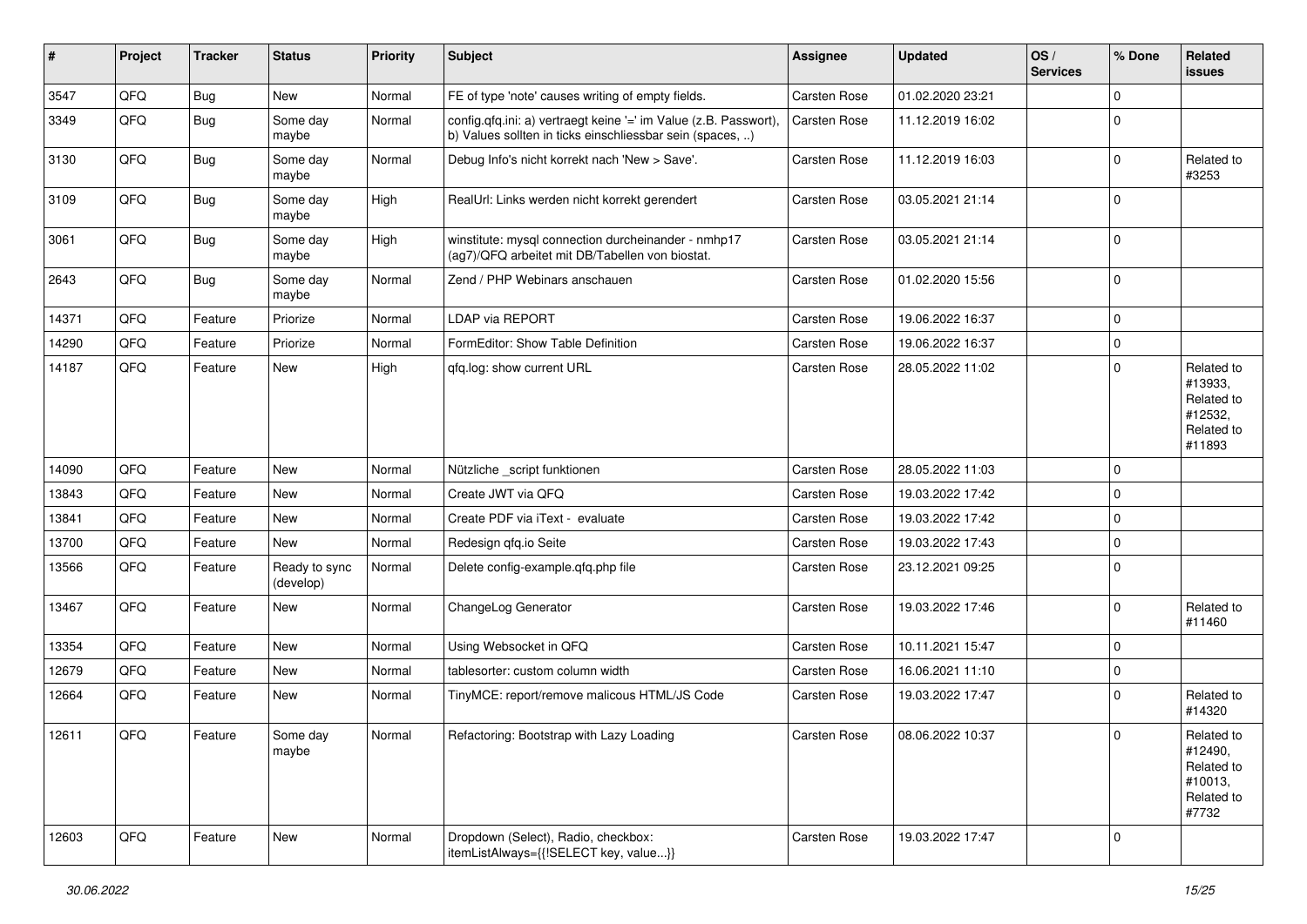| # | Project | Tracker | Status | Priority | Subject | Assignee | Updated | OS / Services | % Done | Related issues |
|---|---|---|---|---|---|---|---|---|---|---|
| 3547 | QFQ | Bug | New | Normal | FE of type 'note' causes writing of empty fields. | Carsten Rose | 01.02.2020 23:21 | | 0 | |
| 3349 | QFQ | Bug | Some day maybe | Normal | config.qfq.ini: a) vertraegt keine '=' im Value (z.B. Passwort), b) Values sollten in ticks einschliessbar sein (spaces, ..) | Carsten Rose | 11.12.2019 16:02 | | 0 | |
| 3130 | QFQ | Bug | Some day maybe | Normal | Debug Info's nicht korrekt nach 'New > Save'. | Carsten Rose | 11.12.2019 16:03 | | 0 | Related to #3253 |
| 3109 | QFQ | Bug | Some day maybe | High | RealUrl: Links werden nicht korrekt gerendert | Carsten Rose | 03.05.2021 21:14 | | 0 | |
| 3061 | QFQ | Bug | Some day maybe | High | winstitute: mysql connection durcheinander - nmhp17 (ag7)/QFQ arbeitet mit DB/Tabellen von biostat. | Carsten Rose | 03.05.2021 21:14 | | 0 | |
| 2643 | QFQ | Bug | Some day maybe | Normal | Zend / PHP Webinars anschauen | Carsten Rose | 01.02.2020 15:56 | | 0 | |
| 14371 | QFQ | Feature | Priorize | Normal | LDAP via REPORT | Carsten Rose | 19.06.2022 16:37 | | 0 | |
| 14290 | QFQ | Feature | Priorize | Normal | FormEditor: Show Table Definition | Carsten Rose | 19.06.2022 16:37 | | 0 | |
| 14187 | QFQ | Feature | New | High | qfq.log: show current URL | Carsten Rose | 28.05.2022 11:02 | | 0 | Related to #13933, Related to #12532, Related to #11893 |
| 14090 | QFQ | Feature | New | Normal | Nützliche _script funktionen | Carsten Rose | 28.05.2022 11:03 | | 0 | |
| 13843 | QFQ | Feature | New | Normal | Create JWT via QFQ | Carsten Rose | 19.03.2022 17:42 | | 0 | |
| 13841 | QFQ | Feature | New | Normal | Create PDF via iText - evaluate | Carsten Rose | 19.03.2022 17:42 | | 0 | |
| 13700 | QFQ | Feature | New | Normal | Redesign qfq.io Seite | Carsten Rose | 19.03.2022 17:43 | | 0 | |
| 13566 | QFQ | Feature | Ready to sync (develop) | Normal | Delete config-example.qfq.php file | Carsten Rose | 23.12.2021 09:25 | | 0 | |
| 13467 | QFQ | Feature | New | Normal | ChangeLog Generator | Carsten Rose | 19.03.2022 17:46 | | 0 | Related to #11460 |
| 13354 | QFQ | Feature | New | Normal | Using Websocket in QFQ | Carsten Rose | 10.11.2021 15:47 | | 0 | |
| 12679 | QFQ | Feature | New | Normal | tablesorter: custom column width | Carsten Rose | 16.06.2021 11:10 | | 0 | |
| 12664 | QFQ | Feature | New | Normal | TinyMCE: report/remove malicous HTML/JS Code | Carsten Rose | 19.03.2022 17:47 | | 0 | Related to #14320 |
| 12611 | QFQ | Feature | Some day maybe | Normal | Refactoring: Bootstrap with Lazy Loading | Carsten Rose | 08.06.2022 10:37 | | 0 | Related to #12490, Related to #10013, Related to #7732 |
| 12603 | QFQ | Feature | New | Normal | Dropdown (Select), Radio, checkbox: itemListAlways={{!SELECT key, value...}} | Carsten Rose | 19.03.2022 17:47 | | 0 | |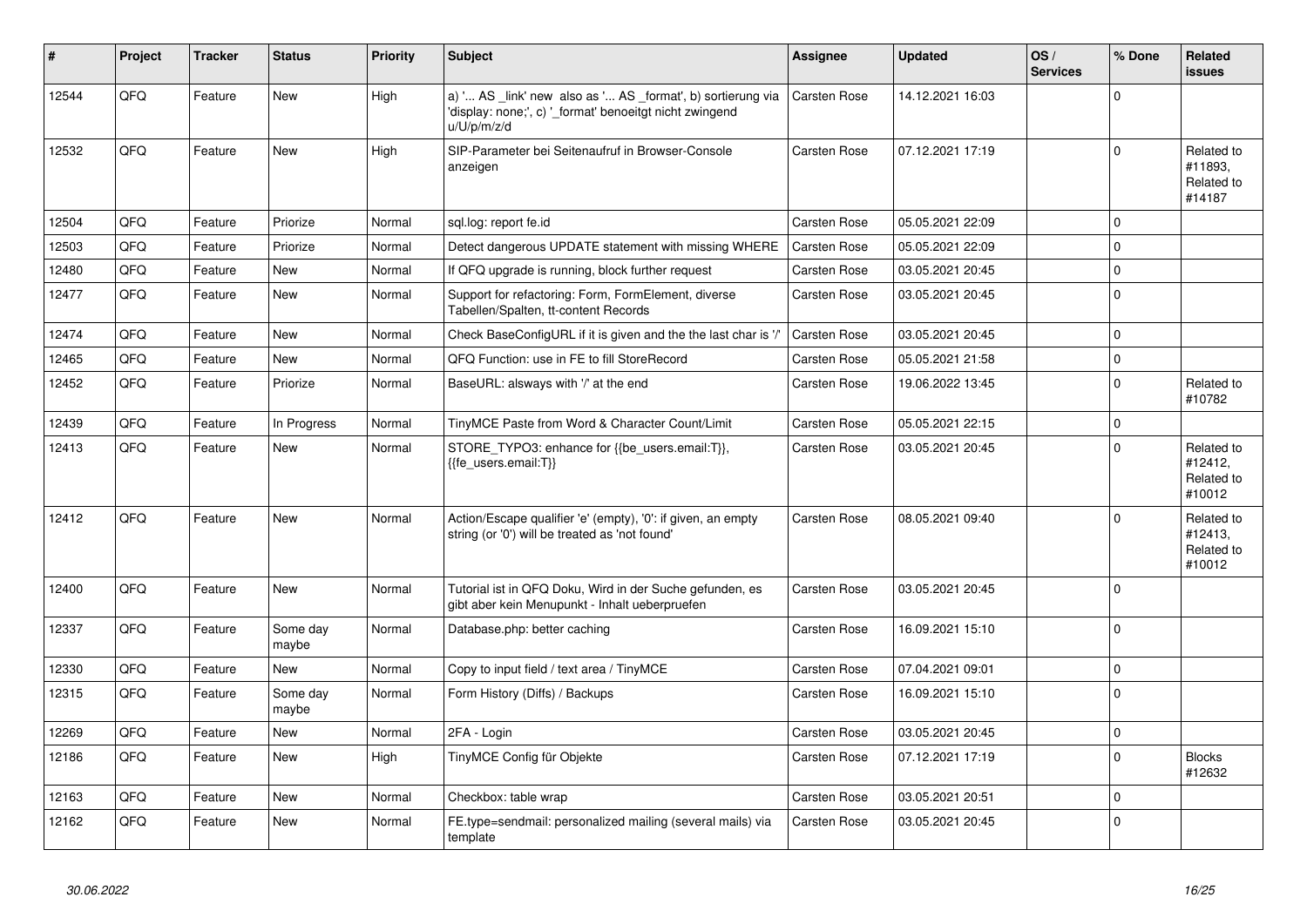| # | Project | Tracker | Status | Priority | Subject | Assignee | Updated | OS / Services | % Done | Related issues |
|---|---|---|---|---|---|---|---|---|---|---|
| 12544 | QFQ | Feature | New | High | a) '... AS _link' new also as '... AS _format', b) sortierung via 'display: none;', c) '_format' benoeitgt nicht zwingend u/U/p/m/z/d | Carsten Rose | 14.12.2021 16:03 | | 0 | |
| 12532 | QFQ | Feature | New | High | SIP-Parameter bei Seitenaufruf in Browser-Console anzeigen | Carsten Rose | 07.12.2021 17:19 | | 0 | Related to #11893, Related to #14187 |
| 12504 | QFQ | Feature | Priorize | Normal | sql.log: report fe.id | Carsten Rose | 05.05.2021 22:09 | | 0 | |
| 12503 | QFQ | Feature | Priorize | Normal | Detect dangerous UPDATE statement with missing WHERE | Carsten Rose | 05.05.2021 22:09 | | 0 | |
| 12480 | QFQ | Feature | New | Normal | If QFQ upgrade is running, block further request | Carsten Rose | 03.05.2021 20:45 | | 0 | |
| 12477 | QFQ | Feature | New | Normal | Support for refactoring: Form, FormElement, diverse Tabellen/Spalten, tt-content Records | Carsten Rose | 03.05.2021 20:45 | | 0 | |
| 12474 | QFQ | Feature | New | Normal | Check BaseConfigURL if it is given and the the last char is '/' | Carsten Rose | 03.05.2021 20:45 | | 0 | |
| 12465 | QFQ | Feature | New | Normal | QFQ Function: use in FE to fill StoreRecord | Carsten Rose | 05.05.2021 21:58 | | 0 | |
| 12452 | QFQ | Feature | Priorize | Normal | BaseURL: alsways with '/' at the end | Carsten Rose | 19.06.2022 13:45 | | 0 | Related to #10782 |
| 12439 | QFQ | Feature | In Progress | Normal | TinyMCE Paste from Word & Character Count/Limit | Carsten Rose | 05.05.2021 22:15 | | 0 | |
| 12413 | QFQ | Feature | New | Normal | STORE_TYPO3: enhance for {{be_users.email:T}}, {{fe_users.email:T}} | Carsten Rose | 03.05.2021 20:45 | | 0 | Related to #12412, Related to #10012 |
| 12412 | QFQ | Feature | New | Normal | Action/Escape qualifier 'e' (empty), '0': if given, an empty string (or '0') will be treated as 'not found' | Carsten Rose | 08.05.2021 09:40 | | 0 | Related to #12413, Related to #10012 |
| 12400 | QFQ | Feature | New | Normal | Tutorial ist in QFQ Doku, Wird in der Suche gefunden, es gibt aber kein Menupunkt - Inhalt ueberpruefen | Carsten Rose | 03.05.2021 20:45 | | 0 | |
| 12337 | QFQ | Feature | Some day maybe | Normal | Database.php: better caching | Carsten Rose | 16.09.2021 15:10 | | 0 | |
| 12330 | QFQ | Feature | New | Normal | Copy to input field / text area / TinyMCE | Carsten Rose | 07.04.2021 09:01 | | 0 | |
| 12315 | QFQ | Feature | Some day maybe | Normal | Form History (Diffs) / Backups | Carsten Rose | 16.09.2021 15:10 | | 0 | |
| 12269 | QFQ | Feature | New | Normal | 2FA - Login | Carsten Rose | 03.05.2021 20:45 | | 0 | |
| 12186 | QFQ | Feature | New | High | TinyMCE Config für Objekte | Carsten Rose | 07.12.2021 17:19 | | 0 | Blocks #12632 |
| 12163 | QFQ | Feature | New | Normal | Checkbox: table wrap | Carsten Rose | 03.05.2021 20:51 | | 0 | |
| 12162 | QFQ | Feature | New | Normal | FE.type=sendmail: personalized mailing (several mails) via template | Carsten Rose | 03.05.2021 20:45 | | 0 | |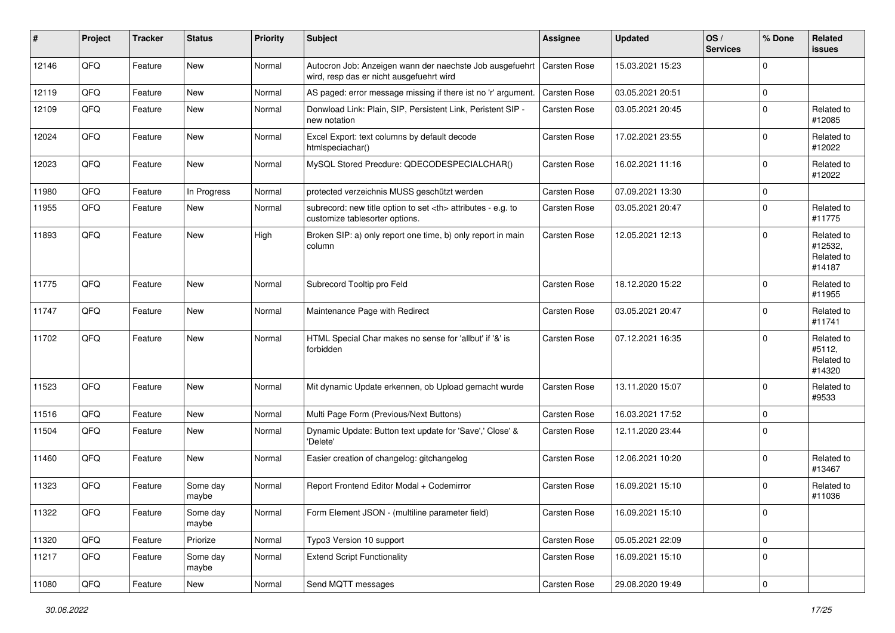| # | Project | Tracker | Status | Priority | Subject | Assignee | Updated | OS / Services | % Done | Related issues |
|---|---|---|---|---|---|---|---|---|---|---|
| 12146 | QFQ | Feature | New | Normal | Autocron Job: Anzeigen wann der naechste Job ausgefuehrt wird, resp das er nicht ausgefuehrt wird | Carsten Rose | 15.03.2021 15:23 | | 0 | |
| 12119 | QFQ | Feature | New | Normal | AS paged: error message missing if there ist no 'r' argument. | Carsten Rose | 03.05.2021 20:51 | | 0 | |
| 12109 | QFQ | Feature | New | Normal | Donwload Link: Plain, SIP, Persistent Link, Peristent SIP - new notation | Carsten Rose | 03.05.2021 20:45 | | 0 | Related to #12085 |
| 12024 | QFQ | Feature | New | Normal | Excel Export: text columns by default decode htmlspeciachar() | Carsten Rose | 17.02.2021 23:55 | | 0 | Related to #12022 |
| 12023 | QFQ | Feature | New | Normal | MySQL Stored Precdure: QDECODESPECIALCHAR() | Carsten Rose | 16.02.2021 11:16 | | 0 | Related to #12022 |
| 11980 | QFQ | Feature | In Progress | Normal | protected verzeichnis MUSS geschützt werden | Carsten Rose | 07.09.2021 13:30 | | 0 | |
| 11955 | QFQ | Feature | New | Normal | subrecord: new title option to set <th> attributes - e.g. to customize tablesorter options. | Carsten Rose | 03.05.2021 20:47 | | 0 | Related to #11775 |
| 11893 | QFQ | Feature | New | High | Broken SIP: a) only report one time, b) only report in main column | Carsten Rose | 12.05.2021 12:13 | | 0 | Related to #12532, Related to #14187 |
| 11775 | QFQ | Feature | New | Normal | Subrecord Tooltip pro Feld | Carsten Rose | 18.12.2020 15:22 | | 0 | Related to #11955 |
| 11747 | QFQ | Feature | New | Normal | Maintenance Page with Redirect | Carsten Rose | 03.05.2021 20:47 | | 0 | Related to #11741 |
| 11702 | QFQ | Feature | New | Normal | HTML Special Char makes no sense for 'allbut' if '&' is forbidden | Carsten Rose | 07.12.2021 16:35 | | 0 | Related to #5112, Related to #14320 |
| 11523 | QFQ | Feature | New | Normal | Mit dynamic Update erkennen, ob Upload gemacht wurde | Carsten Rose | 13.11.2020 15:07 | | 0 | Related to #9533 |
| 11516 | QFQ | Feature | New | Normal | Multi Page Form (Previous/Next Buttons) | Carsten Rose | 16.03.2021 17:52 | | 0 | |
| 11504 | QFQ | Feature | New | Normal | Dynamic Update: Button text update for 'Save',' Close' & 'Delete' | Carsten Rose | 12.11.2020 23:44 | | 0 | |
| 11460 | QFQ | Feature | New | Normal | Easier creation of changelog: gitchangelog | Carsten Rose | 12.06.2021 10:20 | | 0 | Related to #13467 |
| 11323 | QFQ | Feature | Some day maybe | Normal | Report Frontend Editor Modal + Codemirror | Carsten Rose | 16.09.2021 15:10 | | 0 | Related to #11036 |
| 11322 | QFQ | Feature | Some day maybe | Normal | Form Element JSON - (multiline parameter field) | Carsten Rose | 16.09.2021 15:10 | | 0 | |
| 11320 | QFQ | Feature | Priorize | Normal | Typo3 Version 10 support | Carsten Rose | 05.05.2021 22:09 | | 0 | |
| 11217 | QFQ | Feature | Some day maybe | Normal | Extend Script Functionality | Carsten Rose | 16.09.2021 15:10 | | 0 | |
| 11080 | QFQ | Feature | New | Normal | Send MQTT messages | Carsten Rose | 29.08.2020 19:49 | | 0 | |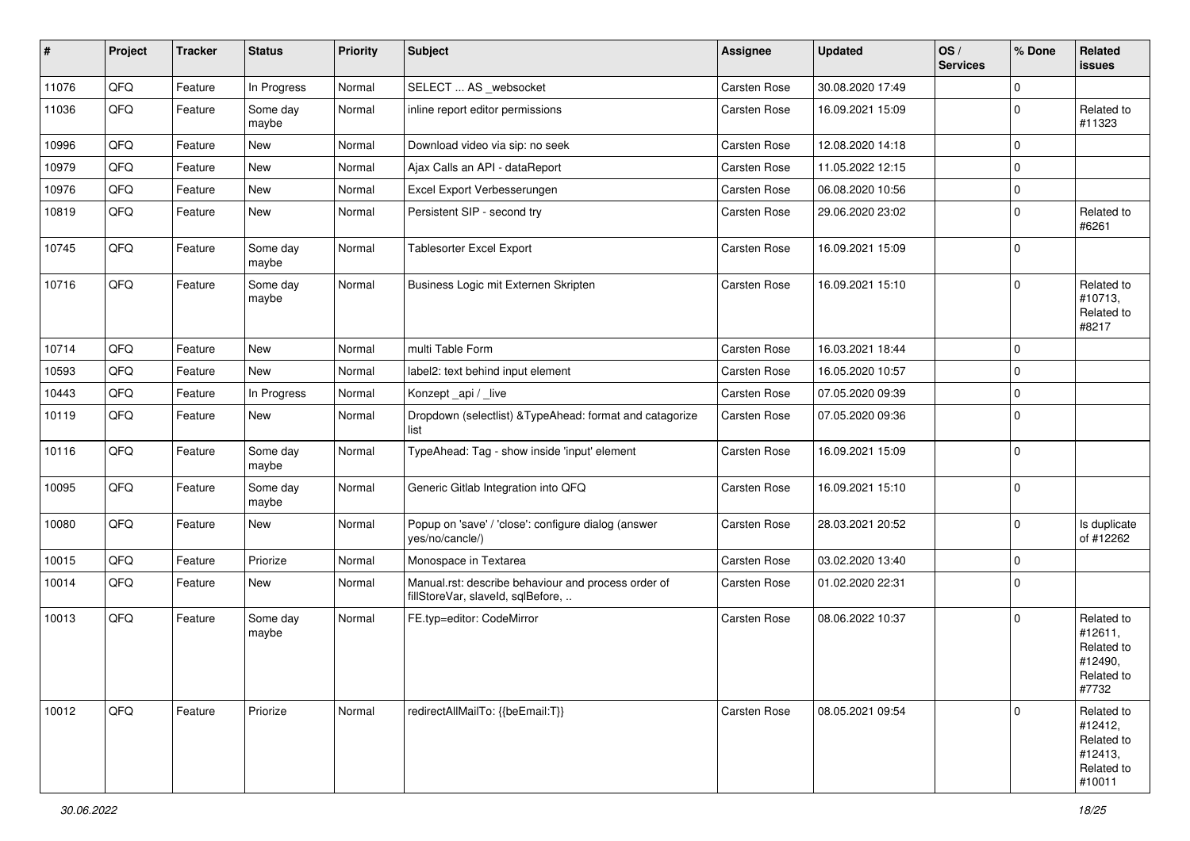| # | Project | Tracker | Status | Priority | Subject | Assignee | Updated | OS / Services | % Done | Related issues |
|---|---|---|---|---|---|---|---|---|---|---|
| 11076 | QFQ | Feature | In Progress | Normal | SELECT ... AS _websocket | Carsten Rose | 30.08.2020 17:49 | | 0 | |
| 11036 | QFQ | Feature | Some day maybe | Normal | inline report editor permissions | Carsten Rose | 16.09.2021 15:09 | | 0 | Related to #11323 |
| 10996 | QFQ | Feature | New | Normal | Download video via sip: no seek | Carsten Rose | 12.08.2020 14:18 | | 0 | |
| 10979 | QFQ | Feature | New | Normal | Ajax Calls an API - dataReport | Carsten Rose | 11.05.2022 12:15 | | 0 | |
| 10976 | QFQ | Feature | New | Normal | Excel Export Verbesserungen | Carsten Rose | 06.08.2020 10:56 | | 0 | |
| 10819 | QFQ | Feature | New | Normal | Persistent SIP - second try | Carsten Rose | 29.06.2020 23:02 | | 0 | Related to #6261 |
| 10745 | QFQ | Feature | Some day maybe | Normal | Tablesorter Excel Export | Carsten Rose | 16.09.2021 15:09 | | 0 | |
| 10716 | QFQ | Feature | Some day maybe | Normal | Business Logic mit Externen Skripten | Carsten Rose | 16.09.2021 15:10 | | 0 | Related to #10713, Related to #8217 |
| 10714 | QFQ | Feature | New | Normal | multi Table Form | Carsten Rose | 16.03.2021 18:44 | | 0 | |
| 10593 | QFQ | Feature | New | Normal | label2: text behind input element | Carsten Rose | 16.05.2020 10:57 | | 0 | |
| 10443 | QFQ | Feature | In Progress | Normal | Konzept _api / _live | Carsten Rose | 07.05.2020 09:39 | | 0 | |
| 10119 | QFQ | Feature | New | Normal | Dropdown (selectlist) &TypeAhead: format and catagorize list | Carsten Rose | 07.05.2020 09:36 | | 0 | |
| 10116 | QFQ | Feature | Some day maybe | Normal | TypeAhead: Tag - show inside 'input' element | Carsten Rose | 16.09.2021 15:09 | | 0 | |
| 10095 | QFQ | Feature | Some day maybe | Normal | Generic Gitlab Integration into QFQ | Carsten Rose | 16.09.2021 15:10 | | 0 | |
| 10080 | QFQ | Feature | New | Normal | Popup on 'save' / 'close': configure dialog (answer yes/no/cancle/) | Carsten Rose | 28.03.2021 20:52 | | 0 | Is duplicate of #12262 |
| 10015 | QFQ | Feature | Priorize | Normal | Monospace in Textarea | Carsten Rose | 03.02.2020 13:40 | | 0 | |
| 10014 | QFQ | Feature | New | Normal | Manual.rst: describe behaviour and process order of fillStoreVar, slaveId, sqlBefore, .. | Carsten Rose | 01.02.2020 22:31 | | 0 | |
| 10013 | QFQ | Feature | Some day maybe | Normal | FE.typ=editor: CodeMirror | Carsten Rose | 08.06.2022 10:37 | | 0 | Related to #12611, Related to #12490, Related to #7732 |
| 10012 | QFQ | Feature | Priorize | Normal | redirectAllMailTo: {{beEmail:T}} | Carsten Rose | 08.05.2021 09:54 | | 0 | Related to #12412, Related to #12413, Related to #10011 |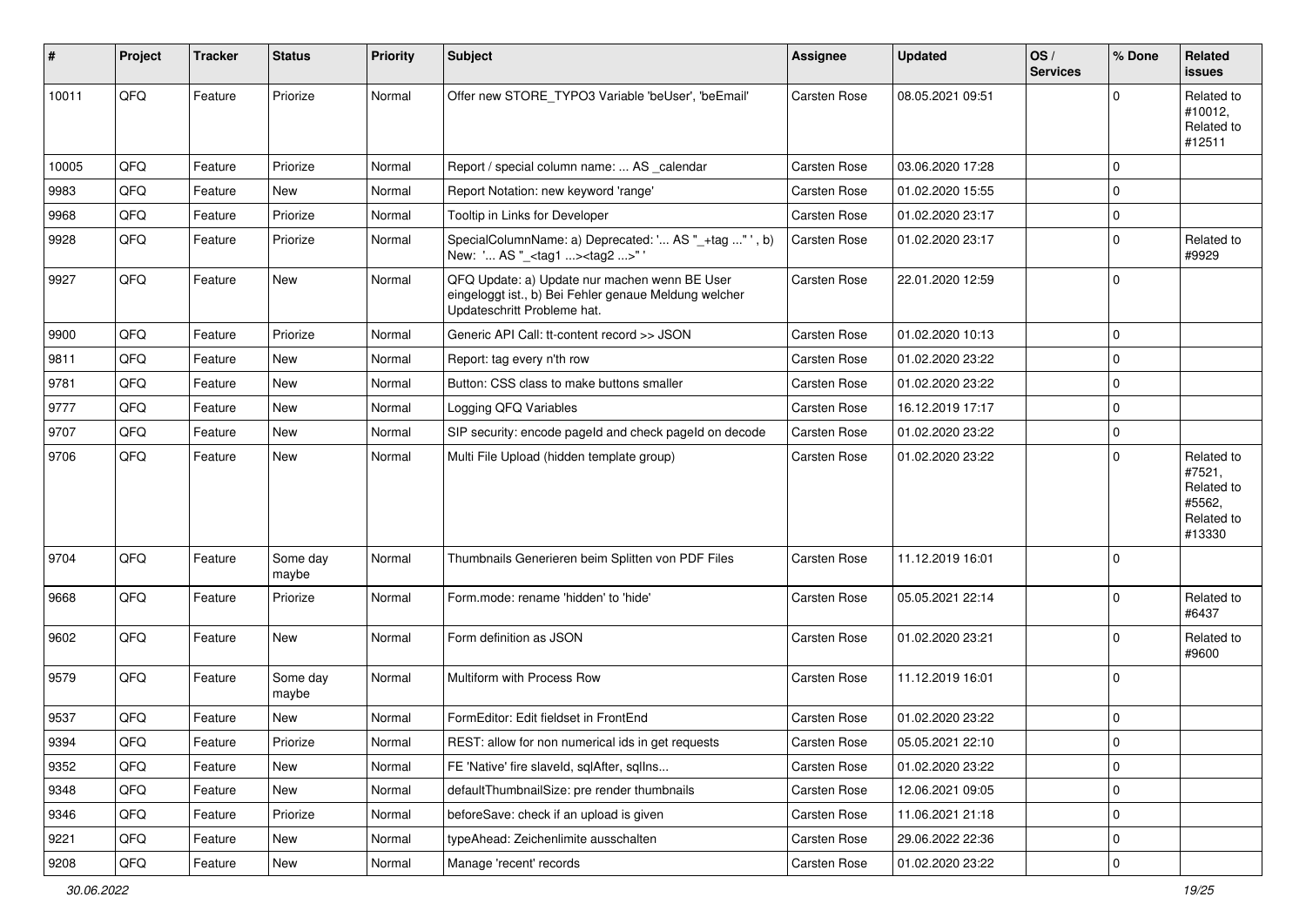| # | Project | Tracker | Status | Priority | Subject | Assignee | Updated | OS / Services | % Done | Related issues |
|---|---|---|---|---|---|---|---|---|---|---|
| 10011 | QFQ | Feature | Priorize | Normal | Offer new STORE_TYPO3 Variable 'beUser', 'beEmail' | Carsten Rose | 08.05.2021 09:51 | | 0 | Related to #10012, Related to #12511 |
| 10005 | QFQ | Feature | Priorize | Normal | Report / special column name: ... AS _calendar | Carsten Rose | 03.06.2020 17:28 | | 0 | |
| 9983 | QFQ | Feature | New | Normal | Report Notation: new keyword 'range' | Carsten Rose | 01.02.2020 15:55 | | 0 | |
| 9968 | QFQ | Feature | Priorize | Normal | Tooltip in Links for Developer | Carsten Rose | 01.02.2020 23:17 | | 0 | |
| 9928 | QFQ | Feature | Priorize | Normal | SpecialColumnName: a) Deprecated: '... AS "_+tag ..." ', b) New: '... AS "_<tag1 ...><tag2 ...>" ' | Carsten Rose | 01.02.2020 23:17 | | 0 | Related to #9929 |
| 9927 | QFQ | Feature | New | Normal | QFQ Update: a) Update nur machen wenn BE User eingeloggt ist., b) Bei Fehler genaue Meldung welcher Updateschritt Probleme hat. | Carsten Rose | 22.01.2020 12:59 | | 0 | |
| 9900 | QFQ | Feature | Priorize | Normal | Generic API Call: tt-content record >> JSON | Carsten Rose | 01.02.2020 10:13 | | 0 | |
| 9811 | QFQ | Feature | New | Normal | Report: tag every n'th row | Carsten Rose | 01.02.2020 23:22 | | 0 | |
| 9781 | QFQ | Feature | New | Normal | Button: CSS class to make buttons smaller | Carsten Rose | 01.02.2020 23:22 | | 0 | |
| 9777 | QFQ | Feature | New | Normal | Logging QFQ Variables | Carsten Rose | 16.12.2019 17:17 | | 0 | |
| 9707 | QFQ | Feature | New | Normal | SIP security: encode pageId and check pageId on decode | Carsten Rose | 01.02.2020 23:22 | | 0 | |
| 9706 | QFQ | Feature | New | Normal | Multi File Upload (hidden template group) | Carsten Rose | 01.02.2020 23:22 | | 0 | Related to #7521, Related to #5562, Related to #13330 |
| 9704 | QFQ | Feature | Some day maybe | Normal | Thumbnails Generieren beim Splitten von PDF Files | Carsten Rose | 11.12.2019 16:01 | | 0 | |
| 9668 | QFQ | Feature | Priorize | Normal | Form.mode: rename 'hidden' to 'hide' | Carsten Rose | 05.05.2021 22:14 | | 0 | Related to #6437 |
| 9602 | QFQ | Feature | New | Normal | Form definition as JSON | Carsten Rose | 01.02.2020 23:21 | | 0 | Related to #9600 |
| 9579 | QFQ | Feature | Some day maybe | Normal | Multiform with Process Row | Carsten Rose | 11.12.2019 16:01 | | 0 | |
| 9537 | QFQ | Feature | New | Normal | FormEditor: Edit fieldset in FrontEnd | Carsten Rose | 01.02.2020 23:22 | | 0 | |
| 9394 | QFQ | Feature | Priorize | Normal | REST: allow for non numerical ids in get requests | Carsten Rose | 05.05.2021 22:10 | | 0 | |
| 9352 | QFQ | Feature | New | Normal | FE 'Native' fire slaveId, sqlAfter, sqlIns... | Carsten Rose | 01.02.2020 23:22 | | 0 | |
| 9348 | QFQ | Feature | New | Normal | defaultThumbnailSize: pre render thumbnails | Carsten Rose | 12.06.2021 09:05 | | 0 | |
| 9346 | QFQ | Feature | Priorize | Normal | beforeSave: check if an upload is given | Carsten Rose | 11.06.2021 21:18 | | 0 | |
| 9221 | QFQ | Feature | New | Normal | typeAhead: Zeichenlimite ausschalten | Carsten Rose | 29.06.2022 22:36 | | 0 | |
| 9208 | QFQ | Feature | New | Normal | Manage 'recent' records | Carsten Rose | 01.02.2020 23:22 | | 0 | |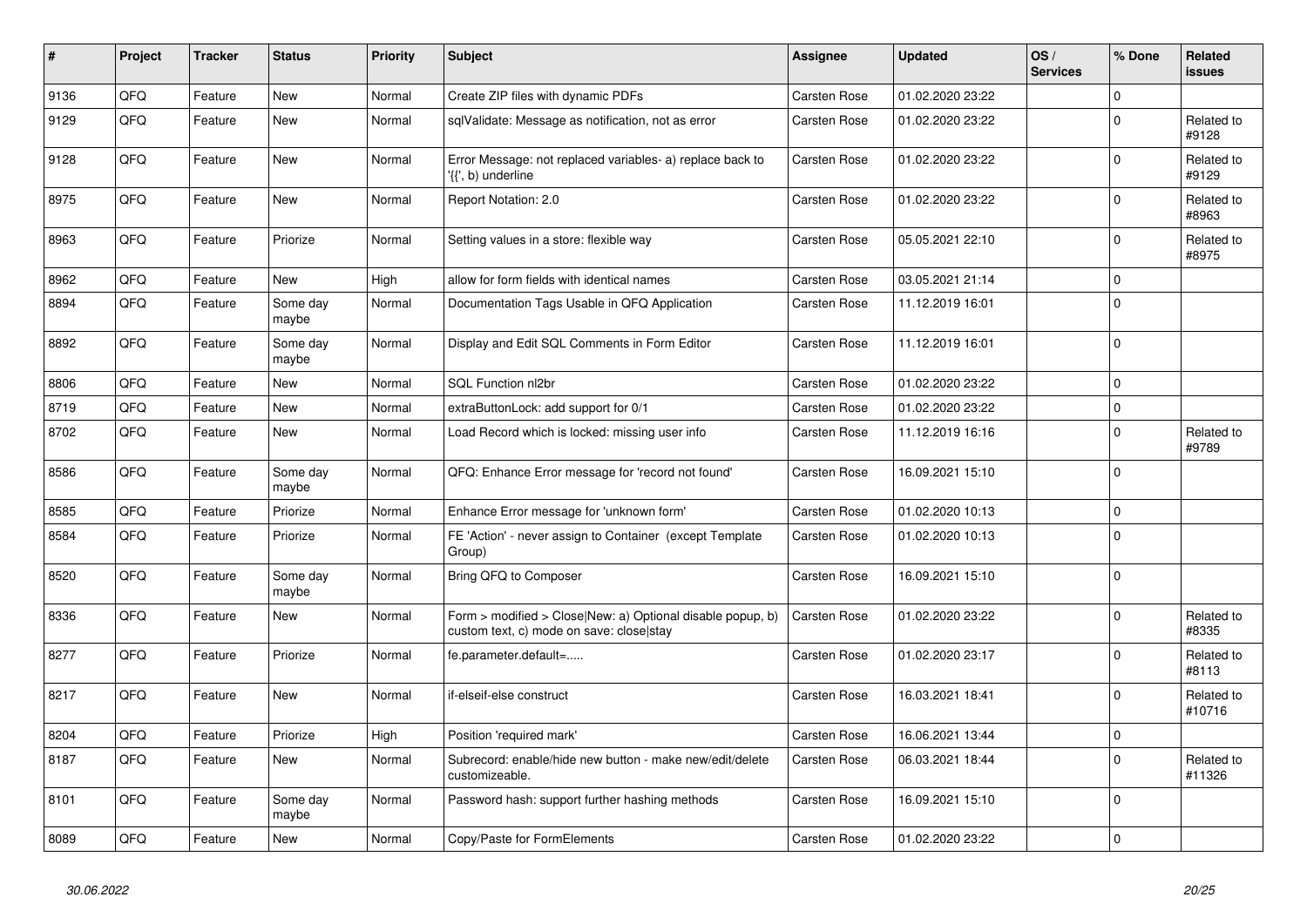| # | Project | Tracker | Status | Priority | Subject | Assignee | Updated | OS / Services | % Done | Related issues |
|---|---|---|---|---|---|---|---|---|---|---|
| 9136 | QFQ | Feature | New | Normal | Create ZIP files with dynamic PDFs | Carsten Rose | 01.02.2020 23:22 | | 0 | |
| 9129 | QFQ | Feature | New | Normal | sqlValidate: Message as notification, not as error | Carsten Rose | 01.02.2020 23:22 | | 0 | Related to #9128 |
| 9128 | QFQ | Feature | New | Normal | Error Message: not replaced variables- a) replace back to '{{', b) underline | Carsten Rose | 01.02.2020 23:22 | | 0 | Related to #9129 |
| 8975 | QFQ | Feature | New | Normal | Report Notation: 2.0 | Carsten Rose | 01.02.2020 23:22 | | 0 | Related to #8963 |
| 8963 | QFQ | Feature | Priorize | Normal | Setting values in a store: flexible way | Carsten Rose | 05.05.2021 22:10 | | 0 | Related to #8975 |
| 8962 | QFQ | Feature | New | High | allow for form fields with identical names | Carsten Rose | 03.05.2021 21:14 | | 0 | |
| 8894 | QFQ | Feature | Some day maybe | Normal | Documentation Tags Usable in QFQ Application | Carsten Rose | 11.12.2019 16:01 | | 0 | |
| 8892 | QFQ | Feature | Some day maybe | Normal | Display and Edit SQL Comments in Form Editor | Carsten Rose | 11.12.2019 16:01 | | 0 | |
| 8806 | QFQ | Feature | New | Normal | SQL Function nl2br | Carsten Rose | 01.02.2020 23:22 | | 0 | |
| 8719 | QFQ | Feature | New | Normal | extraButtonLock: add support for 0/1 | Carsten Rose | 01.02.2020 23:22 | | 0 | |
| 8702 | QFQ | Feature | New | Normal | Load Record which is locked: missing user info | Carsten Rose | 11.12.2019 16:16 | | 0 | Related to #9789 |
| 8586 | QFQ | Feature | Some day maybe | Normal | QFQ: Enhance Error message for 'record not found' | Carsten Rose | 16.09.2021 15:10 | | 0 | |
| 8585 | QFQ | Feature | Priorize | Normal | Enhance Error message for 'unknown form' | Carsten Rose | 01.02.2020 10:13 | | 0 | |
| 8584 | QFQ | Feature | Priorize | Normal | FE 'Action' - never assign to Container (except Template Group) | Carsten Rose | 01.02.2020 10:13 | | 0 | |
| 8520 | QFQ | Feature | Some day maybe | Normal | Bring QFQ to Composer | Carsten Rose | 16.09.2021 15:10 | | 0 | |
| 8336 | QFQ | Feature | New | Normal | Form > modified > Close\|New: a) Optional disable popup, b) custom text, c) mode on save: close\|stay | Carsten Rose | 01.02.2020 23:22 | | 0 | Related to #8335 |
| 8277 | QFQ | Feature | Priorize | Normal | fe.parameter.default=..... | Carsten Rose | 01.02.2020 23:17 | | 0 | Related to #8113 |
| 8217 | QFQ | Feature | New | Normal | if-elseif-else construct | Carsten Rose | 16.03.2021 18:41 | | 0 | Related to #10716 |
| 8204 | QFQ | Feature | Priorize | High | Position 'required mark' | Carsten Rose | 16.06.2021 13:44 | | 0 | |
| 8187 | QFQ | Feature | New | Normal | Subrecord: enable/hide new button - make new/edit/delete customizeable. | Carsten Rose | 06.03.2021 18:44 | | 0 | Related to #11326 |
| 8101 | QFQ | Feature | Some day maybe | Normal | Password hash: support further hashing methods | Carsten Rose | 16.09.2021 15:10 | | 0 | |
| 8089 | QFQ | Feature | New | Normal | Copy/Paste for FormElements | Carsten Rose | 01.02.2020 23:22 | | 0 | |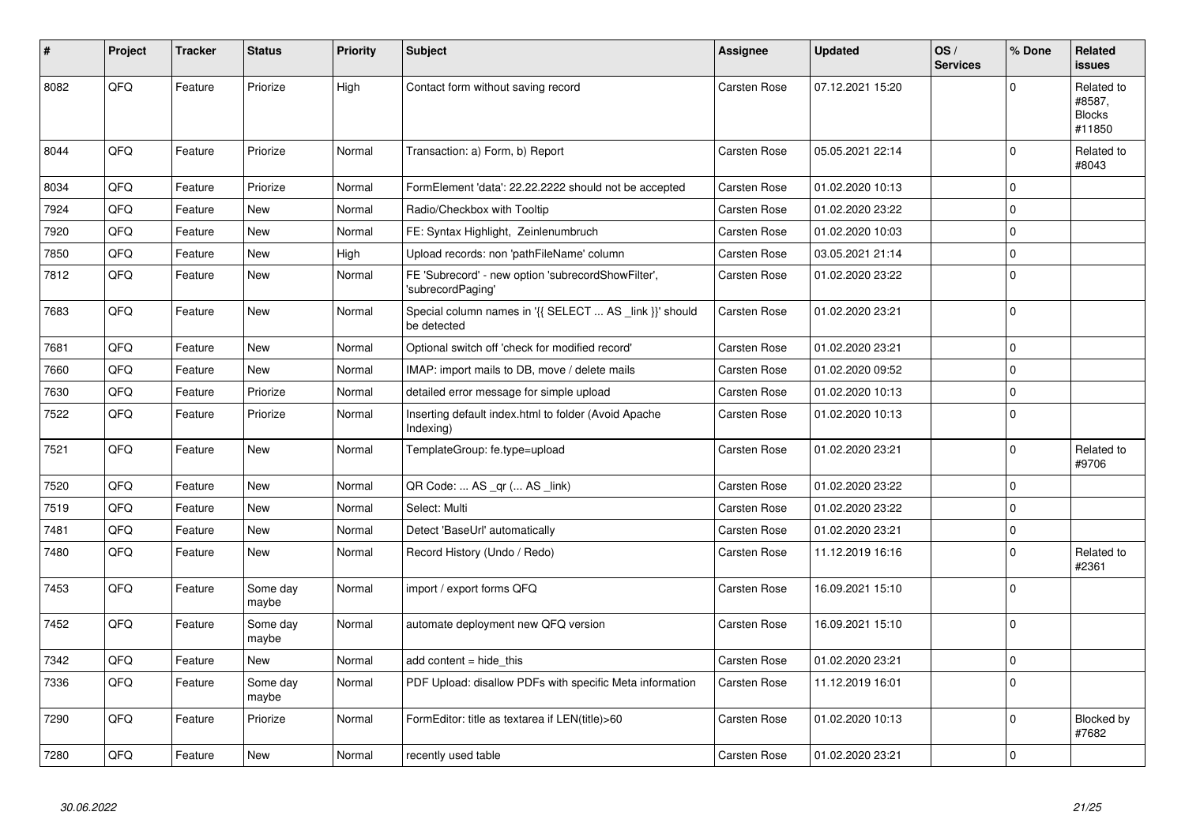| # | Project | Tracker | Status | Priority | Subject | Assignee | Updated | OS / Services | % Done | Related issues |
|---|---|---|---|---|---|---|---|---|---|---|
| 8082 | QFQ | Feature | Priorize | High | Contact form without saving record | Carsten Rose | 07.12.2021 15:20 | | 0 | Related to #8587, Blocks #11850 |
| 8044 | QFQ | Feature | Priorize | Normal | Transaction: a) Form, b) Report | Carsten Rose | 05.05.2021 22:14 | | 0 | Related to #8043 |
| 8034 | QFQ | Feature | Priorize | Normal | FormElement 'data': 22.22.2222 should not be accepted | Carsten Rose | 01.02.2020 10:13 | | 0 | |
| 7924 | QFQ | Feature | New | Normal | Radio/Checkbox with Tooltip | Carsten Rose | 01.02.2020 23:22 | | 0 | |
| 7920 | QFQ | Feature | New | Normal | FE: Syntax Highlight, Zeinlenumbruch | Carsten Rose | 01.02.2020 10:03 | | 0 | |
| 7850 | QFQ | Feature | New | High | Upload records: non 'pathFileName' column | Carsten Rose | 03.05.2021 21:14 | | 0 | |
| 7812 | QFQ | Feature | New | Normal | FE 'Subrecord' - new option 'subrecordShowFilter', 'subrecordPaging' | Carsten Rose | 01.02.2020 23:22 | | 0 | |
| 7683 | QFQ | Feature | New | Normal | Special column names in '{{ SELECT ... AS _link }}' should be detected | Carsten Rose | 01.02.2020 23:21 | | 0 | |
| 7681 | QFQ | Feature | New | Normal | Optional switch off 'check for modified record' | Carsten Rose | 01.02.2020 23:21 | | 0 | |
| 7660 | QFQ | Feature | New | Normal | IMAP: import mails to DB, move / delete mails | Carsten Rose | 01.02.2020 09:52 | | 0 | |
| 7630 | QFQ | Feature | Priorize | Normal | detailed error message for simple upload | Carsten Rose | 01.02.2020 10:13 | | 0 | |
| 7522 | QFQ | Feature | Priorize | Normal | Inserting default index.html to folder (Avoid Apache Indexing) | Carsten Rose | 01.02.2020 10:13 | | 0 | |
| 7521 | QFQ | Feature | New | Normal | TemplateGroup: fe.type=upload | Carsten Rose | 01.02.2020 23:21 | | 0 | Related to #9706 |
| 7520 | QFQ | Feature | New | Normal | QR Code: ... AS _qr ( ... AS _link) | Carsten Rose | 01.02.2020 23:22 | | 0 | |
| 7519 | QFQ | Feature | New | Normal | Select: Multi | Carsten Rose | 01.02.2020 23:22 | | 0 | |
| 7481 | QFQ | Feature | New | Normal | Detect 'BaseUrl' automatically | Carsten Rose | 01.02.2020 23:21 | | 0 | |
| 7480 | QFQ | Feature | New | Normal | Record History (Undo / Redo) | Carsten Rose | 11.12.2019 16:16 | | 0 | Related to #2361 |
| 7453 | QFQ | Feature | Some day maybe | Normal | import / export forms QFQ | Carsten Rose | 16.09.2021 15:10 | | 0 | |
| 7452 | QFQ | Feature | Some day maybe | Normal | automate deployment new QFQ version | Carsten Rose | 16.09.2021 15:10 | | 0 | |
| 7342 | QFQ | Feature | New | Normal | add content = hide_this | Carsten Rose | 01.02.2020 23:21 | | 0 | |
| 7336 | QFQ | Feature | Some day maybe | Normal | PDF Upload: disallow PDFs with specific Meta information | Carsten Rose | 11.12.2019 16:01 | | 0 | |
| 7290 | QFQ | Feature | Priorize | Normal | FormEditor: title as textarea if LEN(title)>60 | Carsten Rose | 01.02.2020 10:13 | | 0 | Blocked by #7682 |
| 7280 | QFQ | Feature | New | Normal | recently used table | Carsten Rose | 01.02.2020 23:21 | | 0 | |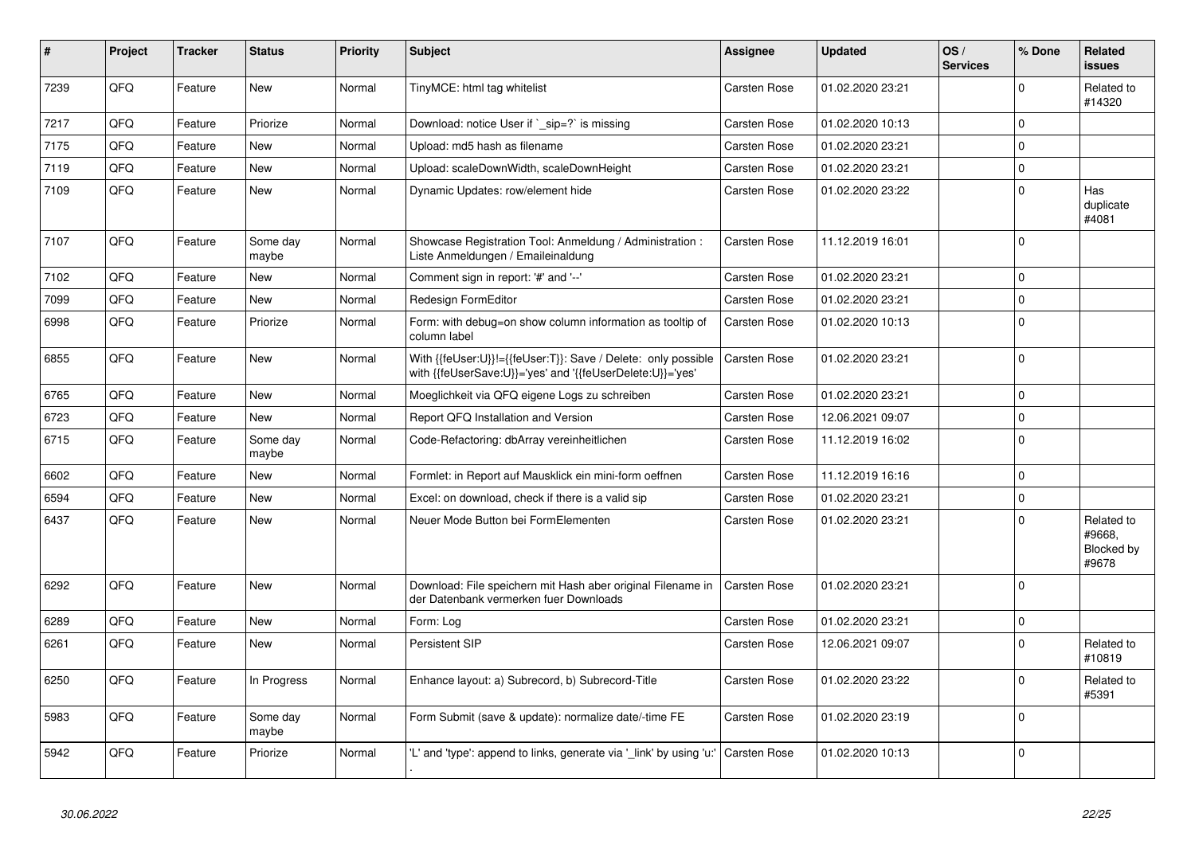| # | Project | Tracker | Status | Priority | Subject | Assignee | Updated | OS / Services | % Done | Related issues |
|---|---|---|---|---|---|---|---|---|---|---|
| 7239 | QFQ | Feature | New | Normal | TinyMCE: html tag whitelist | Carsten Rose | 01.02.2020 23:21 | | 0 | Related to #14320 |
| 7217 | QFQ | Feature | Priorize | Normal | Download: notice User if `_sip=?` is missing | Carsten Rose | 01.02.2020 10:13 | | 0 | |
| 7175 | QFQ | Feature | New | Normal | Upload: md5 hash as filename | Carsten Rose | 01.02.2020 23:21 | | 0 | |
| 7119 | QFQ | Feature | New | Normal | Upload: scaleDownWidth, scaleDownHeight | Carsten Rose | 01.02.2020 23:21 | | 0 | |
| 7109 | QFQ | Feature | New | Normal | Dynamic Updates: row/element hide | Carsten Rose | 01.02.2020 23:22 | | 0 | Has duplicate #4081 |
| 7107 | QFQ | Feature | Some day maybe | Normal | Showcase Registration Tool: Anmeldung / Administration : Liste Anmeldungen / Emaileinaldung | Carsten Rose | 11.12.2019 16:01 | | 0 | |
| 7102 | QFQ | Feature | New | Normal | Comment sign in report: '#' and '--' | Carsten Rose | 01.02.2020 23:21 | | 0 | |
| 7099 | QFQ | Feature | New | Normal | Redesign FormEditor | Carsten Rose | 01.02.2020 23:21 | | 0 | |
| 6998 | QFQ | Feature | Priorize | Normal | Form: with debug=on show column information as tooltip of column label | Carsten Rose | 01.02.2020 10:13 | | 0 | |
| 6855 | QFQ | Feature | New | Normal | With {{feUser:U}}!={{feUser:T}}: Save / Delete: only possible with {{feUserSave:U}}='yes' and '{{feUserDelete:U}}='yes' | Carsten Rose | 01.02.2020 23:21 | | 0 | |
| 6765 | QFQ | Feature | New | Normal | Moeglichkeit via QFQ eigene Logs zu schreiben | Carsten Rose | 01.02.2020 23:21 | | 0 | |
| 6723 | QFQ | Feature | New | Normal | Report QFQ Installation and Version | Carsten Rose | 12.06.2021 09:07 | | 0 | |
| 6715 | QFQ | Feature | Some day maybe | Normal | Code-Refactoring: dbArray vereinheitlichen | Carsten Rose | 11.12.2019 16:02 | | 0 | |
| 6602 | QFQ | Feature | New | Normal | Formlet: in Report auf Mausklick ein mini-form oeffnen | Carsten Rose | 11.12.2019 16:16 | | 0 | |
| 6594 | QFQ | Feature | New | Normal | Excel: on download, check if there is a valid sip | Carsten Rose | 01.02.2020 23:21 | | 0 | |
| 6437 | QFQ | Feature | New | Normal | Neuer Mode Button bei FormElementen | Carsten Rose | 01.02.2020 23:21 | | 0 | Related to #9668, Blocked by #9678 |
| 6292 | QFQ | Feature | New | Normal | Download: File speichern mit Hash aber original Filename in der Datenbank vermerken fuer Downloads | Carsten Rose | 01.02.2020 23:21 | | 0 | |
| 6289 | QFQ | Feature | New | Normal | Form: Log | Carsten Rose | 01.02.2020 23:21 | | 0 | |
| 6261 | QFQ | Feature | New | Normal | Persistent SIP | Carsten Rose | 12.06.2021 09:07 | | 0 | Related to #10819 |
| 6250 | QFQ | Feature | In Progress | Normal | Enhance layout: a) Subrecord, b) Subrecord-Title | Carsten Rose | 01.02.2020 23:22 | | 0 | Related to #5391 |
| 5983 | QFQ | Feature | Some day maybe | Normal | Form Submit (save & update): normalize date/-time FE | Carsten Rose | 01.02.2020 23:19 | | 0 | |
| 5942 | QFQ | Feature | Priorize | Normal | 'L' and 'type': append to links, generate via '_link' by using 'u:' . | Carsten Rose | 01.02.2020 10:13 | | 0 | |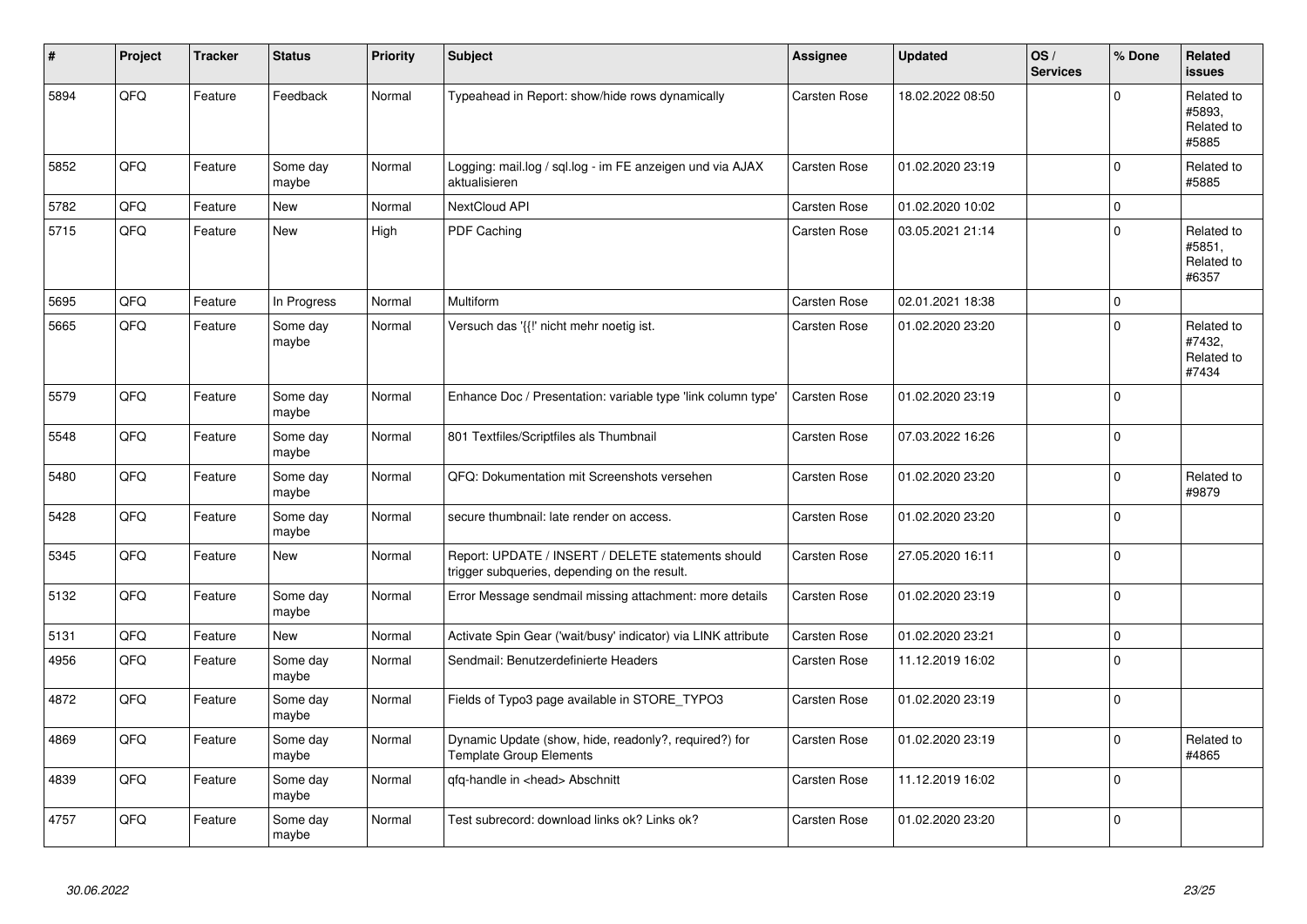| # | Project | Tracker | Status | Priority | Subject | Assignee | Updated | OS / Services | % Done | Related issues |
|---|---|---|---|---|---|---|---|---|---|---|
| 5894 | QFQ | Feature | Feedback | Normal | Typeahead in Report: show/hide rows dynamically | Carsten Rose | 18.02.2022 08:50 | | 0 | Related to #5893, Related to #5885 |
| 5852 | QFQ | Feature | Some day maybe | Normal | Logging: mail.log / sql.log - im FE anzeigen und via AJAX aktualisieren | Carsten Rose | 01.02.2020 23:19 | | 0 | Related to #5885 |
| 5782 | QFQ | Feature | New | Normal | NextCloud API | Carsten Rose | 01.02.2020 10:02 | | 0 | |
| 5715 | QFQ | Feature | New | High | PDF Caching | Carsten Rose | 03.05.2021 21:14 | | 0 | Related to #5851, Related to #6357 |
| 5695 | QFQ | Feature | In Progress | Normal | Multiform | Carsten Rose | 02.01.2021 18:38 | | 0 | |
| 5665 | QFQ | Feature | Some day maybe | Normal | Versuch das '{{!' nicht mehr noetig ist. | Carsten Rose | 01.02.2020 23:20 | | 0 | Related to #7432, Related to #7434 |
| 5579 | QFQ | Feature | Some day maybe | Normal | Enhance Doc / Presentation: variable type 'link column type' | Carsten Rose | 01.02.2020 23:19 | | 0 | |
| 5548 | QFQ | Feature | Some day maybe | Normal | 801 Textfiles/Scriptfiles als Thumbnail | Carsten Rose | 07.03.2022 16:26 | | 0 | |
| 5480 | QFQ | Feature | Some day maybe | Normal | QFQ: Dokumentation mit Screenshots versehen | Carsten Rose | 01.02.2020 23:20 | | 0 | Related to #9879 |
| 5428 | QFQ | Feature | Some day maybe | Normal | secure thumbnail: late render on access. | Carsten Rose | 01.02.2020 23:20 | | 0 | |
| 5345 | QFQ | Feature | New | Normal | Report: UPDATE / INSERT / DELETE statements should trigger subqueries, depending on the result. | Carsten Rose | 27.05.2020 16:11 | | 0 | |
| 5132 | QFQ | Feature | Some day maybe | Normal | Error Message sendmail missing attachment: more details | Carsten Rose | 01.02.2020 23:19 | | 0 | |
| 5131 | QFQ | Feature | New | Normal | Activate Spin Gear ('wait/busy' indicator) via LINK attribute | Carsten Rose | 01.02.2020 23:21 | | 0 | |
| 4956 | QFQ | Feature | Some day maybe | Normal | Sendmail: Benutzerdefinierte Headers | Carsten Rose | 11.12.2019 16:02 | | 0 | |
| 4872 | QFQ | Feature | Some day maybe | Normal | Fields of Typo3 page available in STORE_TYPO3 | Carsten Rose | 01.02.2020 23:19 | | 0 | |
| 4869 | QFQ | Feature | Some day maybe | Normal | Dynamic Update (show, hide, readonly?, required?) for Template Group Elements | Carsten Rose | 01.02.2020 23:19 | | 0 | Related to #4865 |
| 4839 | QFQ | Feature | Some day maybe | Normal | qfq-handle in <head> Abschnitt | Carsten Rose | 11.12.2019 16:02 | | 0 | |
| 4757 | QFQ | Feature | Some day maybe | Normal | Test subrecord: download links ok? Links ok? | Carsten Rose | 01.02.2020 23:20 | | 0 | |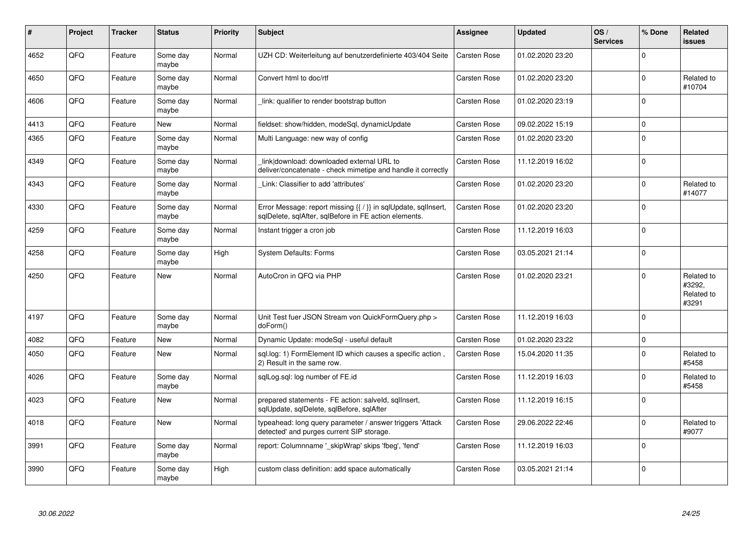| # | Project | Tracker | Status | Priority | Subject | Assignee | Updated | OS / Services | % Done | Related issues |
|---|---|---|---|---|---|---|---|---|---|---|
| 4652 | QFQ | Feature | Some day maybe | Normal | UZH CD: Weiterleitung auf benutzerdefinierte 403/404 Seite | Carsten Rose | 01.02.2020 23:20 | | 0 | |
| 4650 | QFQ | Feature | Some day maybe | Normal | Convert html to doc/rtf | Carsten Rose | 01.02.2020 23:20 | | 0 | Related to #10704 |
| 4606 | QFQ | Feature | Some day maybe | Normal | _link: qualifier to render bootstrap button | Carsten Rose | 01.02.2020 23:19 | | 0 | |
| 4413 | QFQ | Feature | New | Normal | fieldset: show/hidden, modeSql, dynamicUpdate | Carsten Rose | 09.02.2022 15:19 | | 0 | |
| 4365 | QFQ | Feature | Some day maybe | Normal | Multi Language: new way of config | Carsten Rose | 01.02.2020 23:20 | | 0 | |
| 4349 | QFQ | Feature | Some day maybe | Normal | _link\|download: downloaded external URL to deliver/concatenate - check mimetipe and handle it correctly | Carsten Rose | 11.12.2019 16:02 | | 0 | |
| 4343 | QFQ | Feature | Some day maybe | Normal | _Link: Classifier to add 'attributes' | Carsten Rose | 01.02.2020 23:20 | | 0 | Related to #14077 |
| 4330 | QFQ | Feature | Some day maybe | Normal | Error Message: report missing {{ / }} in sqlUpdate, sqlInsert, sqlDelete, sqlAfter, sqlBefore in FE action elements. | Carsten Rose | 01.02.2020 23:20 | | 0 | |
| 4259 | QFQ | Feature | Some day maybe | Normal | Instant trigger a cron job | Carsten Rose | 11.12.2019 16:03 | | 0 | |
| 4258 | QFQ | Feature | Some day maybe | High | System Defaults: Forms | Carsten Rose | 03.05.2021 21:14 | | 0 | |
| 4250 | QFQ | Feature | New | Normal | AutoCron in QFQ via PHP | Carsten Rose | 01.02.2020 23:21 | | 0 | Related to #3292, Related to #3291 |
| 4197 | QFQ | Feature | Some day maybe | Normal | Unit Test fuer JSON Stream von QuickFormQuery.php > doForm() | Carsten Rose | 11.12.2019 16:03 | | 0 | |
| 4082 | QFQ | Feature | New | Normal | Dynamic Update: modeSql - useful default | Carsten Rose | 01.02.2020 23:22 | | 0 | |
| 4050 | QFQ | Feature | New | Normal | sql.log: 1) FormElement ID which causes a specific action , 2) Result in the same row. | Carsten Rose | 15.04.2020 11:35 | | 0 | Related to #5458 |
| 4026 | QFQ | Feature | Some day maybe | Normal | sqlLog.sql: log number of FE.id | Carsten Rose | 11.12.2019 16:03 | | 0 | Related to #5458 |
| 4023 | QFQ | Feature | New | Normal | prepared statements - FE action: salveld, sqlInsert, sqlUpdate, sqlDelete, sqlBefore, sqlAfter | Carsten Rose | 11.12.2019 16:15 | | 0 | |
| 4018 | QFQ | Feature | New | Normal | typeahead: long query parameter / answer triggers 'Attack detected' and purges current SIP storage. | Carsten Rose | 29.06.2022 22:46 | | 0 | Related to #9077 |
| 3991 | QFQ | Feature | Some day maybe | Normal | report: Columnname '_skipWrap' skips 'fbeg', 'fend' | Carsten Rose | 11.12.2019 16:03 | | 0 | |
| 3990 | QFQ | Feature | Some day maybe | High | custom class definition: add space automatically | Carsten Rose | 03.05.2021 21:14 | | 0 | |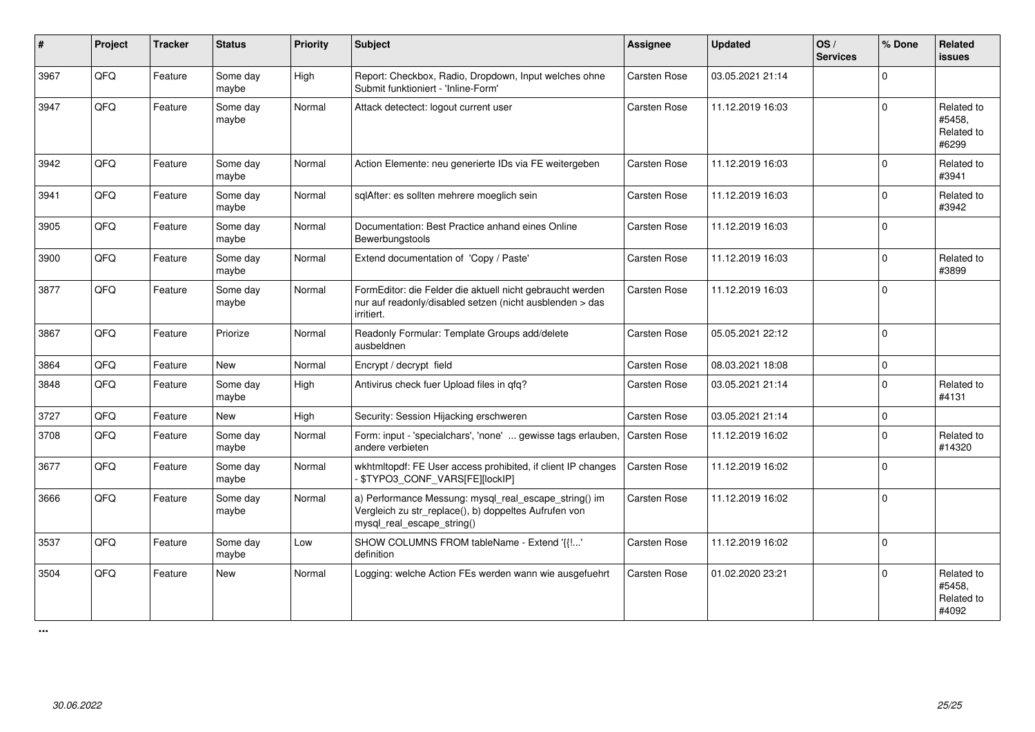| # | Project | Tracker | Status | Priority | Subject | Assignee | Updated | OS / Services | % Done | Related issues |
|---|---|---|---|---|---|---|---|---|---|---|
| 3967 | QFQ | Feature | Some day maybe | High | Report: Checkbox, Radio, Dropdown, Input welches ohne Submit funktioniert - 'Inline-Form' | Carsten Rose | 03.05.2021 21:14 | | 0 | |
| 3947 | QFQ | Feature | Some day maybe | Normal | Attack detectect: logout current user | Carsten Rose | 11.12.2019 16:03 | | 0 | Related to #5458, Related to #6299 |
| 3942 | QFQ | Feature | Some day maybe | Normal | Action Elemente: neu generierte IDs via FE weitergeben | Carsten Rose | 11.12.2019 16:03 | | 0 | Related to #3941 |
| 3941 | QFQ | Feature | Some day maybe | Normal | sqlAfter: es sollten mehrere moeglich sein | Carsten Rose | 11.12.2019 16:03 | | 0 | Related to #3942 |
| 3905 | QFQ | Feature | Some day maybe | Normal | Documentation: Best Practice anhand eines Online Bewerbungstools | Carsten Rose | 11.12.2019 16:03 | | 0 | |
| 3900 | QFQ | Feature | Some day maybe | Normal | Extend documentation of 'Copy / Paste' | Carsten Rose | 11.12.2019 16:03 | | 0 | Related to #3899 |
| 3877 | QFQ | Feature | Some day maybe | Normal | FormEditor: die Felder die aktuell nicht gebraucht werden nur auf readonly/disabled setzen (nicht ausblenden > das irritiert. | Carsten Rose | 11.12.2019 16:03 | | 0 | |
| 3867 | QFQ | Feature | Priorize | Normal | Readonly Formular: Template Groups add/delete ausbeldnen | Carsten Rose | 05.05.2021 22:12 | | 0 | |
| 3864 | QFQ | Feature | New | Normal | Encrypt / decrypt field | Carsten Rose | 08.03.2021 18:08 | | 0 | |
| 3848 | QFQ | Feature | Some day maybe | High | Antivirus check fuer Upload files in qfq? | Carsten Rose | 03.05.2021 21:14 | | 0 | Related to #4131 |
| 3727 | QFQ | Feature | New | High | Security: Session Hijacking erschweren | Carsten Rose | 03.05.2021 21:14 | | 0 | |
| 3708 | QFQ | Feature | Some day maybe | Normal | Form: input - 'specialchars', 'none' ... gewisse tags erlauben, andere verbieten | Carsten Rose | 11.12.2019 16:02 | | 0 | Related to #14320 |
| 3677 | QFQ | Feature | Some day maybe | Normal | wkhtmltopdf: FE User access prohibited, if client IP changes - $TYPO3_CONF_VARS[FE][lockIP] | Carsten Rose | 11.12.2019 16:02 | | 0 | |
| 3666 | QFQ | Feature | Some day maybe | Normal | a) Performance Messung: mysql_real_escape_string() im Vergleich zu str_replace(), b) doppeltes Aufrufen von mysql_real_escape_string() | Carsten Rose | 11.12.2019 16:02 | | 0 | |
| 3537 | QFQ | Feature | Some day maybe | Low | SHOW COLUMNS FROM tableName - Extend '{{!...' definition | Carsten Rose | 11.12.2019 16:02 | | 0 | |
| 3504 | QFQ | Feature | New | Normal | Logging: welche Action FEs werden wann wie ausgefuehrt | Carsten Rose | 01.02.2020 23:21 | | 0 | Related to #5458, Related to #4092 |

...